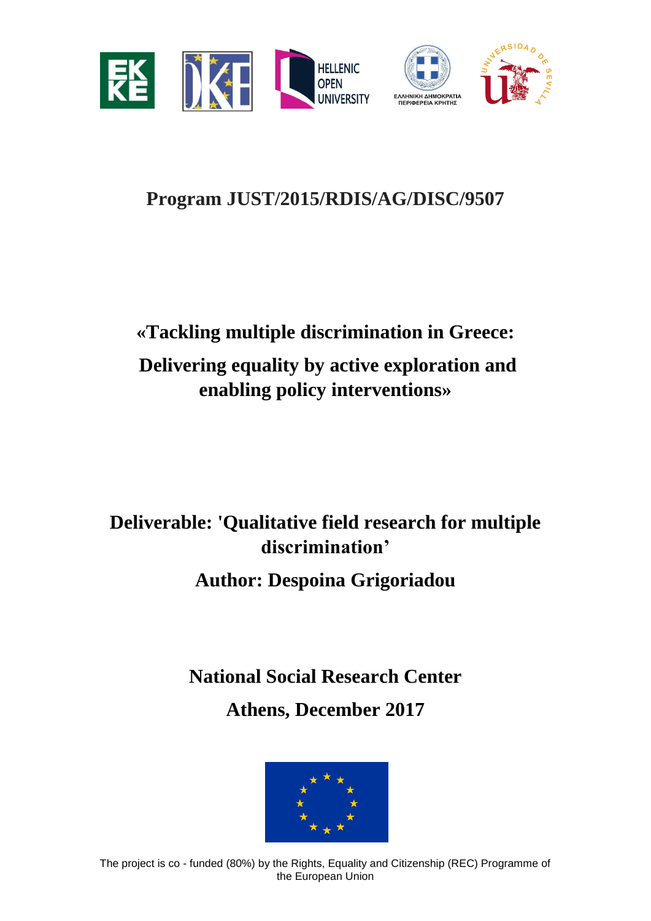# Program JUST/2015/RDIS/AG/DISC/9507

## «Tackling multiple discrimination in Greece: Delivering equality by active exploration and enabling policy interventions»

## Deliverable: 'Qualitative field research for multiple discrimination'

## Author: Despoina Grigoriadou

## National Social Research Center

## Athens, December 2017

The project is co - funded (80%) by the Rights, Equality and Citizenship (REC) Programme of the European Union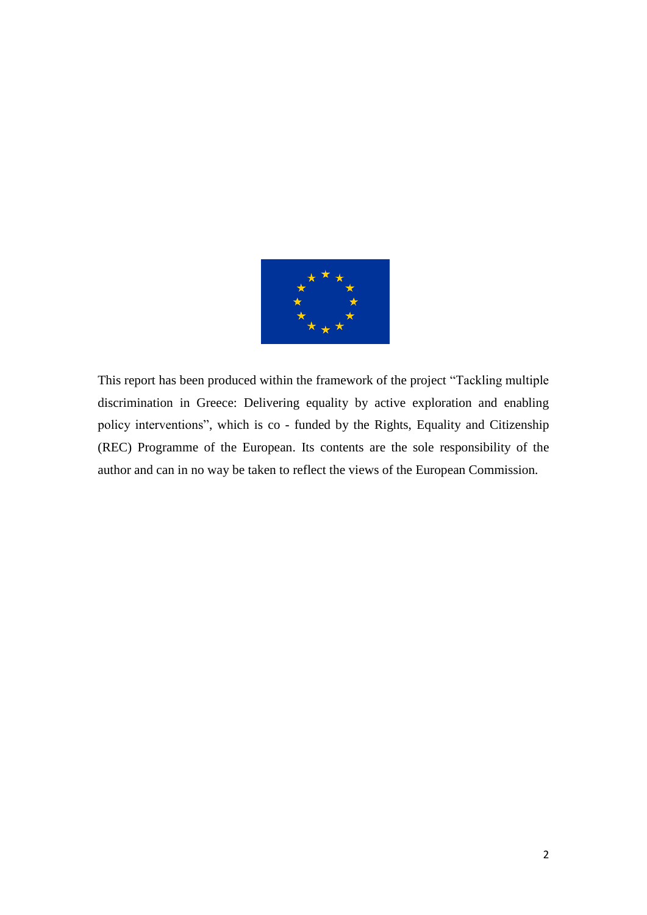This report has been produced within the framework of the project "Tackling multiple discrimination in Greece: Delivering equality by active exploration and enabling policy interventions", which is co - funded by the Rights, Equality and Citizenship (REC) Programme of the European. Its contents are the sole responsibility of the author and can in no way be taken to reflect the views of the European Commission.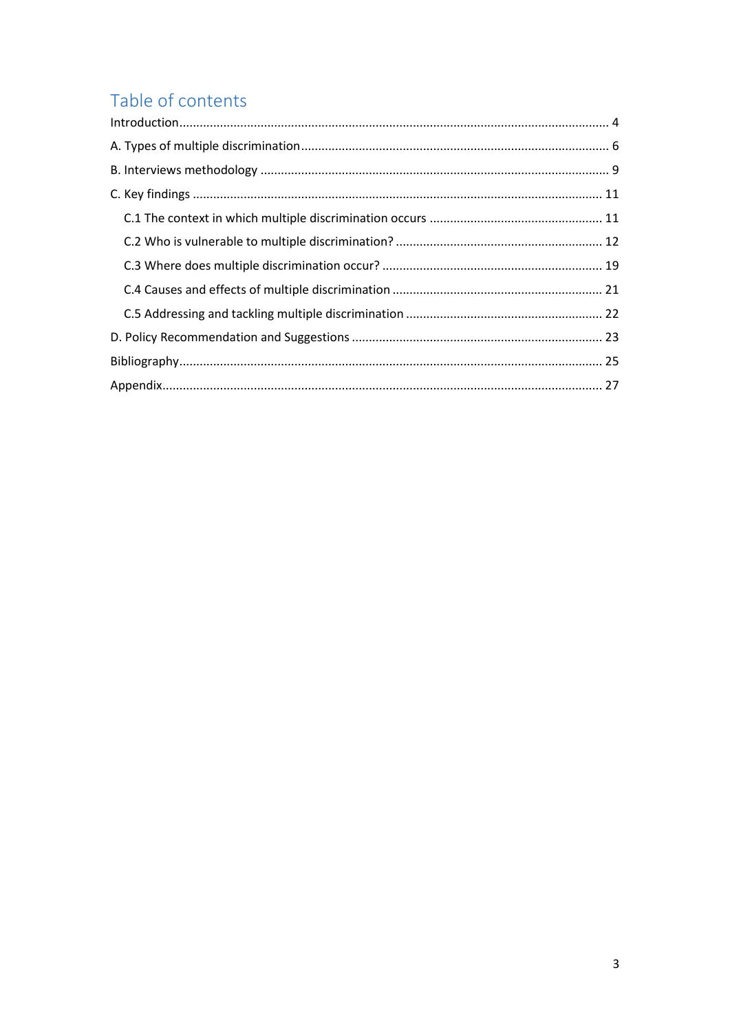# Table of contents

- Introduction ........ 4
- A. Types of multiple discrimination ........ 6
- B. Interviews methodology ........ 9
- C. Key findings ........ 11
  - C.1 The context in which multiple discrimination occurs ........ 11
  - C.2 Who is vulnerable to multiple discrimination? ........ 12
  - C.3 Where does multiple discrimination occur? ........ 19
  - C.4 Causes and effects of multiple discrimination ........ 21
  - C.5 Addressing and tackling multiple discrimination ........ 22
- D. Policy Recommendation and Suggestions ........ 23
- Bibliography ........ 25
- Appendix ........ 27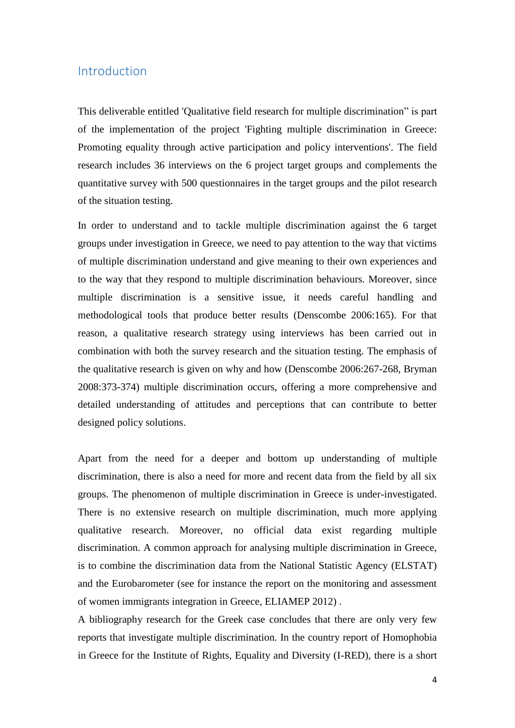## Introduction

This deliverable entitled 'Qualitative field research for multiple discrimination" is part of the implementation of the project 'Fighting multiple discrimination in Greece: Promoting equality through active participation and policy interventions'. The field research includes 36 interviews on the 6 project target groups and complements the quantitative survey with 500 questionnaires in the target groups and the pilot research of the situation testing.

In order to understand and to tackle multiple discrimination against the 6 target groups under investigation in Greece, we need to pay attention to the way that victims of multiple discrimination understand and give meaning to their own experiences and to the way that they respond to multiple discrimination behaviours. Moreover, since multiple discrimination is a sensitive issue, it needs careful handling and methodological tools that produce better results (Denscombe 2006:165). For that reason, a qualitative research strategy using interviews has been carried out in combination with both the survey research and the situation testing. The emphasis of the qualitative research is given on why and how (Denscombe 2006:267-268, Bryman 2008:373-374) multiple discrimination occurs, offering a more comprehensive and detailed understanding of attitudes and perceptions that can contribute to better designed policy solutions.

Apart from the need for a deeper and bottom up understanding of multiple discrimination, there is also a need for more and recent data from the field by all six groups. The phenomenon of multiple discrimination in Greece is under-investigated. There is no extensive research on multiple discrimination, much more applying qualitative research. Moreover, no official data exist regarding multiple discrimination. A common approach for analysing multiple discrimination in Greece, is to combine the discrimination data from the National Statistic Agency (ELSTAT) and the Eurobarometer (see for instance the report on the monitoring and assessment of women immigrants integration in Greece, ELIAMEP 2012) .

A bibliography research for the Greek case concludes that there are only very few reports that investigate multiple discrimination. In the country report of Homophobia in Greece for the Institute of Rights, Equality and Diversity (I-RED), there is a short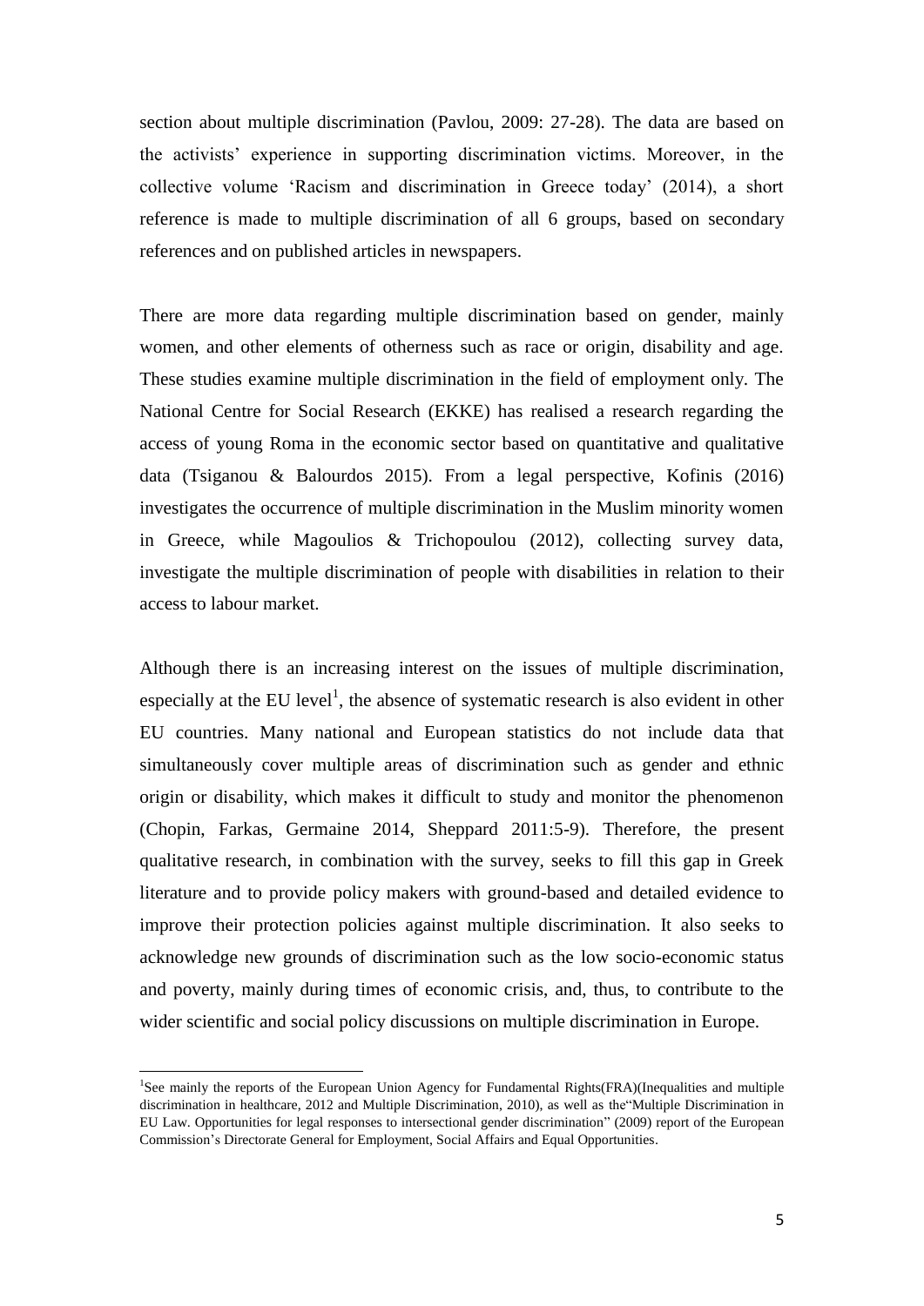section about multiple discrimination (Pavlou, 2009: 27-28). The data are based on the activists' experience in supporting discrimination victims. Moreover, in the collective volume 'Racism and discrimination in Greece today' (2014), a short reference is made to multiple discrimination of all 6 groups, based on secondary references and on published articles in newspapers.

There are more data regarding multiple discrimination based on gender, mainly women, and other elements of otherness such as race or origin, disability and age. These studies examine multiple discrimination in the field of employment only. The National Centre for Social Research (EKKE) has realised a research regarding the access of young Roma in the economic sector based on quantitative and qualitative data (Tsiganou & Balourdos 2015). From a legal perspective, Kofinis (2016) investigates the occurrence of multiple discrimination in the Muslim minority women in Greece, while Magoulios & Trichopoulou (2012), collecting survey data, investigate the multiple discrimination of people with disabilities in relation to their access to labour market.

Although there is an increasing interest on the issues of multiple discrimination, especially at the EU level[1], the absence of systematic research is also evident in other EU countries. Many national and European statistics do not include data that simultaneously cover multiple areas of discrimination such as gender and ethnic origin or disability, which makes it difficult to study and monitor the phenomenon (Chopin, Farkas, Germaine 2014, Sheppard 2011:5-9). Therefore, the present qualitative research, in combination with the survey, seeks to fill this gap in Greek literature and to provide policy makers with ground-based and detailed evidence to improve their protection policies against multiple discrimination. It also seeks to acknowledge new grounds of discrimination such as the low socio-economic status and poverty, mainly during times of economic crisis, and, thus, to contribute to the wider scientific and social policy discussions on multiple discrimination in Europe.

---

[1]See mainly the reports of the European Union Agency for Fundamental Rights(FRA)(Inequalities and multiple discrimination in healthcare, 2012 and Multiple Discrimination, 2010), as well as the"Multiple Discrimination in EU Law. Opportunities for legal responses to intersectional gender discrimination" (2009) report of the European Commission's Directorate General for Employment, Social Affairs and Equal Opportunities.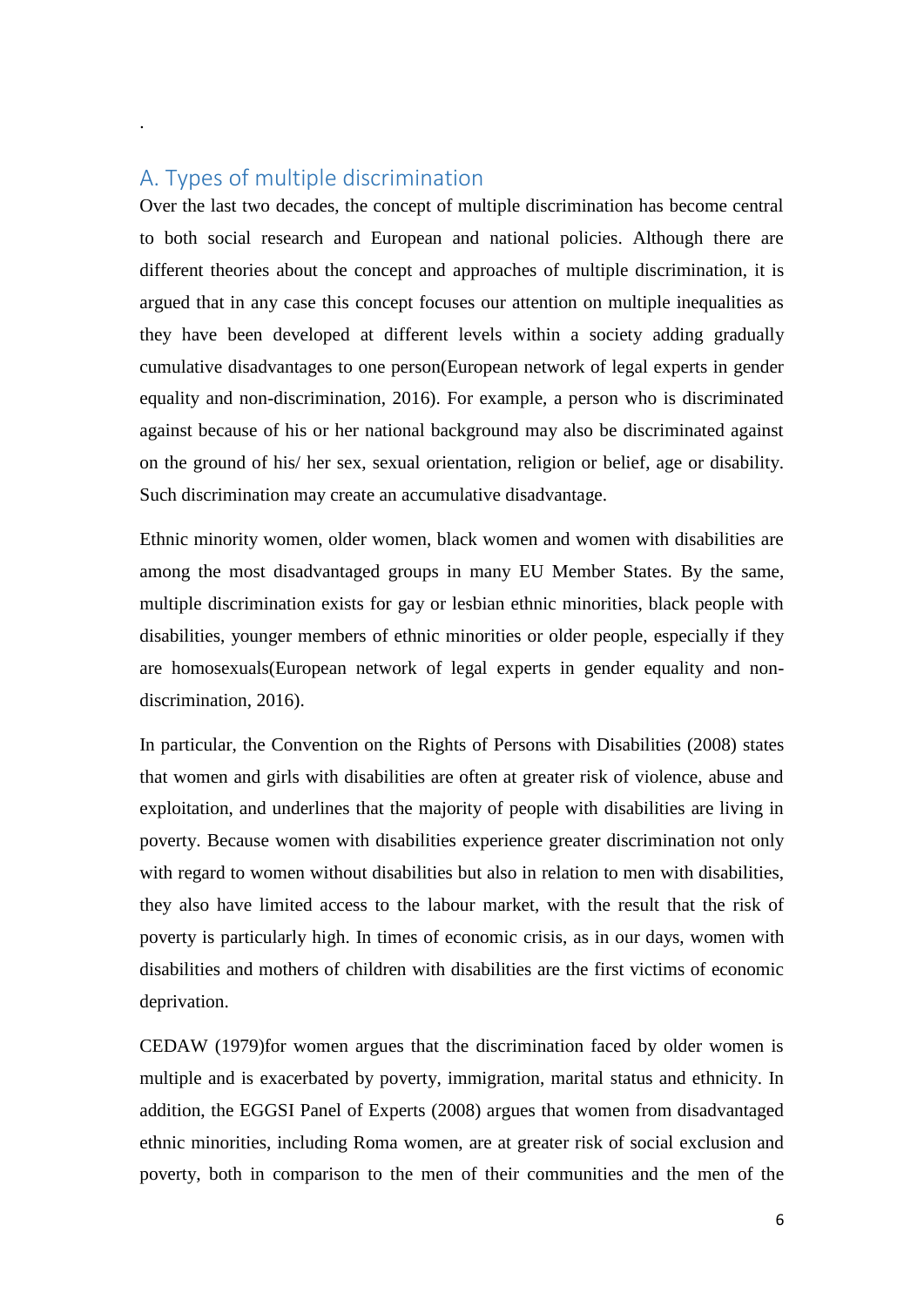.

## A. Types of multiple discrimination

Over the last two decades, the concept of multiple discrimination has become central to both social research and European and national policies. Although there are different theories about the concept and approaches of multiple discrimination, it is argued that in any case this concept focuses our attention on multiple inequalities as they have been developed at different levels within a society adding gradually cumulative disadvantages to one person(European network of legal experts in gender equality and non-discrimination, 2016). For example, a person who is discriminated against because of his or her national background may also be discriminated against on the ground of his/ her sex, sexual orientation, religion or belief, age or disability. Such discrimination may create an accumulative disadvantage.

Ethnic minority women, older women, black women and women with disabilities are among the most disadvantaged groups in many EU Member States. By the same, multiple discrimination exists for gay or lesbian ethnic minorities, black people with disabilities, younger members of ethnic minorities or older people, especially if they are homosexuals(European network of legal experts in gender equality and non-discrimination, 2016).

In particular, the Convention on the Rights of Persons with Disabilities (2008) states that women and girls with disabilities are often at greater risk of violence, abuse and exploitation, and underlines that the majority of people with disabilities are living in poverty. Because women with disabilities experience greater discrimination not only with regard to women without disabilities but also in relation to men with disabilities, they also have limited access to the labour market, with the result that the risk of poverty is particularly high. In times of economic crisis, as in our days, women with disabilities and mothers of children with disabilities are the first victims of economic deprivation.

CEDAW (1979)for women argues that the discrimination faced by older women is multiple and is exacerbated by poverty, immigration, marital status and ethnicity. In addition, the EGGSI Panel of Experts (2008) argues that women from disadvantaged ethnic minorities, including Roma women, are at greater risk of social exclusion and poverty, both in comparison to the men of their communities and the men of the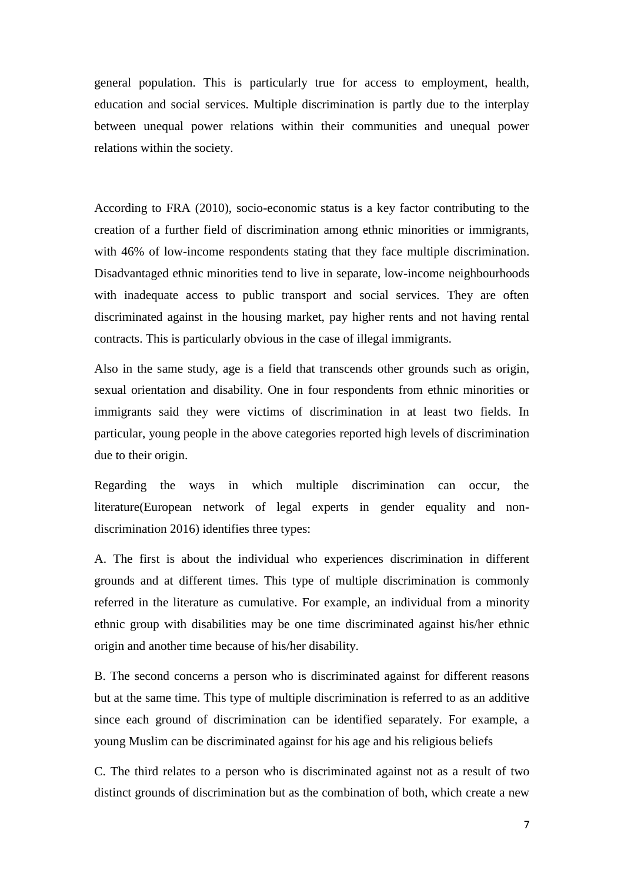general population. This is particularly true for access to employment, health, education and social services. Multiple discrimination is partly due to the interplay between unequal power relations within their communities and unequal power relations within the society.

According to FRA (2010), socio-economic status is a key factor contributing to the creation of a further field of discrimination among ethnic minorities or immigrants, with 46% of low-income respondents stating that they face multiple discrimination. Disadvantaged ethnic minorities tend to live in separate, low-income neighbourhoods with inadequate access to public transport and social services. They are often discriminated against in the housing market, pay higher rents and not having rental contracts. This is particularly obvious in the case of illegal immigrants.

Also in the same study, age is a field that transcends other grounds such as origin, sexual orientation and disability. One in four respondents from ethnic minorities or immigrants said they were victims of discrimination in at least two fields. In particular, young people in the above categories reported high levels of discrimination due to their origin.

Regarding the ways in which multiple discrimination can occur, the literature(European network of legal experts in gender equality and non-discrimination 2016) identifies three types:

A. The first is about the individual who experiences discrimination in different grounds and at different times. This type of multiple discrimination is commonly referred in the literature as cumulative. For example, an individual from a minority ethnic group with disabilities may be one time discriminated against his/her ethnic origin and another time because of his/her disability.

B. The second concerns a person who is discriminated against for different reasons but at the same time. This type of multiple discrimination is referred to as an additive since each ground of discrimination can be identified separately. For example, a young Muslim can be discriminated against for his age and his religious beliefs

C. The third relates to a person who is discriminated against not as a result of two distinct grounds of discrimination but as the combination of both, which create a new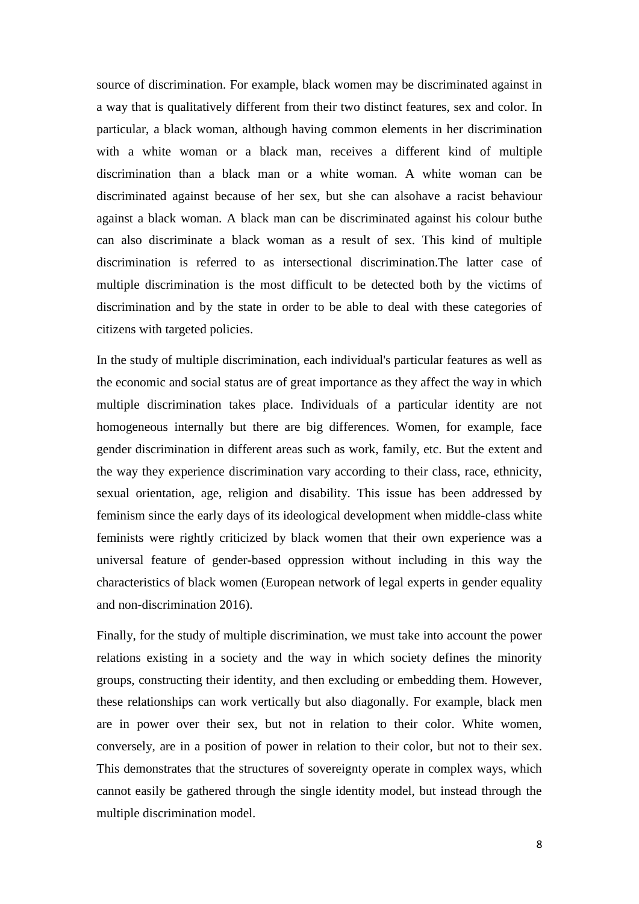source of discrimination. For example, black women may be discriminated against in a way that is qualitatively different from their two distinct features, sex and color. In particular, a black woman, although having common elements in her discrimination with a white woman or a black man, receives a different kind of multiple discrimination than a black man or a white woman. A white woman can be discriminated against because of her sex, but she can alsohave a racist behaviour against a black woman. A black man can be discriminated against his colour buthe can also discriminate a black woman as a result of sex. This kind of multiple discrimination is referred to as intersectional discrimination.The latter case of multiple discrimination is the most difficult to be detected both by the victims of discrimination and by the state in order to be able to deal with these categories of citizens with targeted policies.

In the study of multiple discrimination, each individual's particular features as well as the economic and social status are of great importance as they affect the way in which multiple discrimination takes place. Individuals of a particular identity are not homogeneous internally but there are big differences. Women, for example, face gender discrimination in different areas such as work, family, etc. But the extent and the way they experience discrimination vary according to their class, race, ethnicity, sexual orientation, age, religion and disability. This issue has been addressed by feminism since the early days of its ideological development when middle-class white feminists were rightly criticized by black women that their own experience was a universal feature of gender-based oppression without including in this way the characteristics of black women (European network of legal experts in gender equality and non-discrimination 2016).

Finally, for the study of multiple discrimination, we must take into account the power relations existing in a society and the way in which society defines the minority groups, constructing their identity, and then excluding or embedding them. However, these relationships can work vertically but also diagonally. For example, black men are in power over their sex, but not in relation to their color. White women, conversely, are in a position of power in relation to their color, but not to their sex. This demonstrates that the structures of sovereignty operate in complex ways, which cannot easily be gathered through the single identity model, but instead through the multiple discrimination model.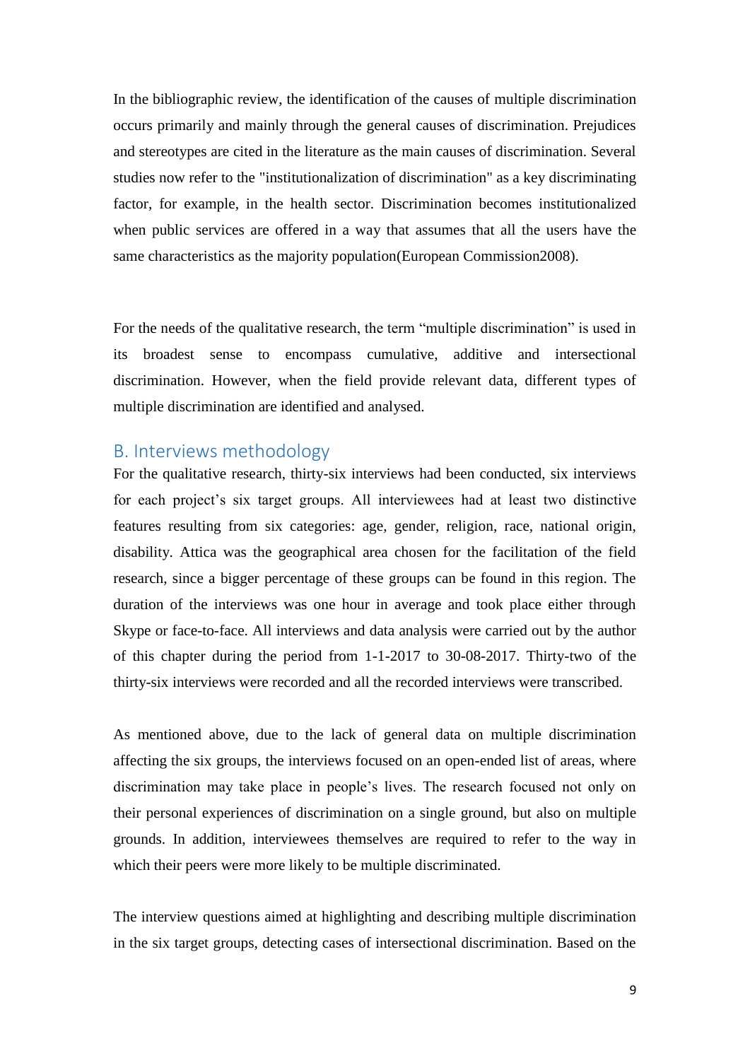In the bibliographic review, the identification of the causes of multiple discrimination occurs primarily and mainly through the general causes of discrimination. Prejudices and stereotypes are cited in the literature as the main causes of discrimination. Several studies now refer to the "institutionalization of discrimination" as a key discriminating factor, for example, in the health sector. Discrimination becomes institutionalized when public services are offered in a way that assumes that all the users have the same characteristics as the majority population(European Commission2008).

For the needs of the qualitative research, the term “multiple discrimination” is used in its broadest sense to encompass cumulative, additive and intersectional discrimination. However, when the field provide relevant data, different types of multiple discrimination are identified and analysed.

## B. Interviews methodology

For the qualitative research, thirty-six interviews had been conducted, six interviews for each project’s six target groups. All interviewees had at least two distinctive features resulting from six categories: age, gender, religion, race, national origin, disability. Attica was the geographical area chosen for the facilitation of the field research, since a bigger percentage of these groups can be found in this region. The duration of the interviews was one hour in average and took place either through Skype or face-to-face. All interviews and data analysis were carried out by the author of this chapter during the period from 1-1-2017 to 30-08-2017. Thirty-two of the thirty-six interviews were recorded and all the recorded interviews were transcribed.

As mentioned above, due to the lack of general data on multiple discrimination affecting the six groups, the interviews focused on an open-ended list of areas, where discrimination may take place in people’s lives. The research focused not only on their personal experiences of discrimination on a single ground, but also on multiple grounds. In addition, interviewees themselves are required to refer to the way in which their peers were more likely to be multiple discriminated.

The interview questions aimed at highlighting and describing multiple discrimination in the six target groups, detecting cases of intersectional discrimination. Based on the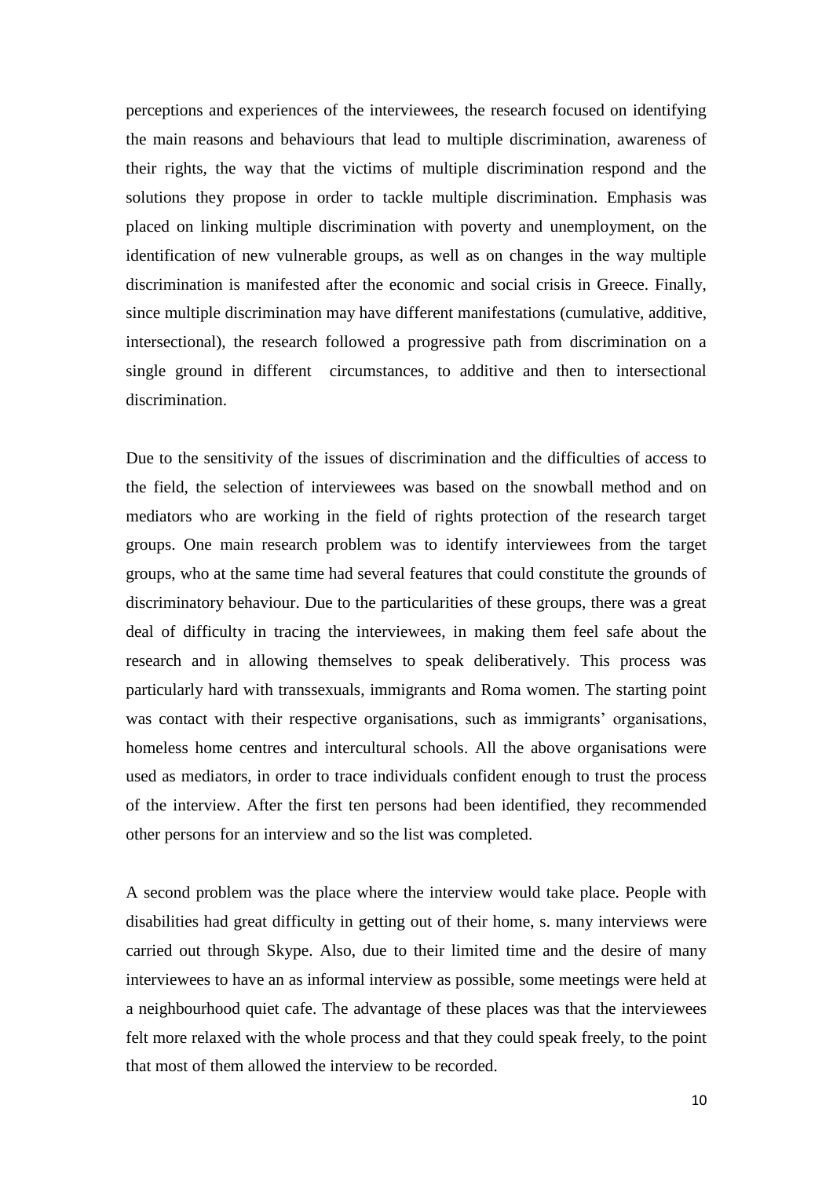perceptions and experiences of the interviewees, the research focused on identifying the main reasons and behaviours that lead to multiple discrimination, awareness of their rights, the way that the victims of multiple discrimination respond and the solutions they propose in order to tackle multiple discrimination. Emphasis was placed on linking multiple discrimination with poverty and unemployment, on the identification of new vulnerable groups, as well as on changes in the way multiple discrimination is manifested after the economic and social crisis in Greece. Finally, since multiple discrimination may have different manifestations (cumulative, additive, intersectional), the research followed a progressive path from discrimination on a single ground in different circumstances, to additive and then to intersectional discrimination.

Due to the sensitivity of the issues of discrimination and the difficulties of access to the field, the selection of interviewees was based on the snowball method and on mediators who are working in the field of rights protection of the research target groups. One main research problem was to identify interviewees from the target groups, who at the same time had several features that could constitute the grounds of discriminatory behaviour. Due to the particularities of these groups, there was a great deal of difficulty in tracing the interviewees, in making them feel safe about the research and in allowing themselves to speak deliberatively. This process was particularly hard with transsexuals, immigrants and Roma women. The starting point was contact with their respective organisations, such as immigrants' organisations, homeless home centres and intercultural schools. All the above organisations were used as mediators, in order to trace individuals confident enough to trust the process of the interview. After the first ten persons had been identified, they recommended other persons for an interview and so the list was completed.

A second problem was the place where the interview would take place. People with disabilities had great difficulty in getting out of their home, s. many interviews were carried out through Skype. Also, due to their limited time and the desire of many interviewees to have an as informal interview as possible, some meetings were held at a neighbourhood quiet cafe. The advantage of these places was that the interviewees felt more relaxed with the whole process and that they could speak freely, to the point that most of them allowed the interview to be recorded.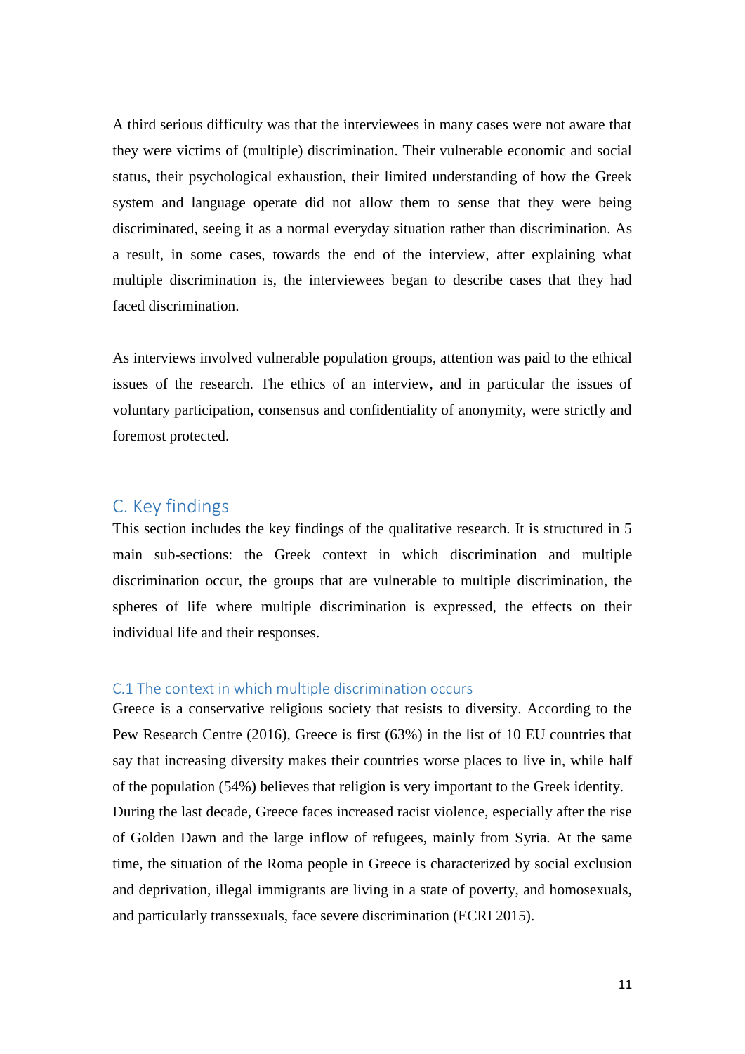A third serious difficulty was that the interviewees in many cases were not aware that they were victims of (multiple) discrimination. Their vulnerable economic and social status, their psychological exhaustion, their limited understanding of how the Greek system and language operate did not allow them to sense that they were being discriminated, seeing it as a normal everyday situation rather than discrimination. As a result, in some cases, towards the end of the interview, after explaining what multiple discrimination is, the interviewees began to describe cases that they had faced discrimination.

As interviews involved vulnerable population groups, attention was paid to the ethical issues of the research. The ethics of an interview, and in particular the issues of voluntary participation, consensus and confidentiality of anonymity, were strictly and foremost protected.

## C. Key findings

This section includes the key findings of the qualitative research. It is structured in 5 main sub-sections: the Greek context in which discrimination and multiple discrimination occur, the groups that are vulnerable to multiple discrimination, the spheres of life where multiple discrimination is expressed, the effects on their individual life and their responses.

### C.1 The context in which multiple discrimination occurs

Greece is a conservative religious society that resists to diversity. According to the Pew Research Centre (2016), Greece is first (63%) in the list of 10 EU countries that say that increasing diversity makes their countries worse places to live in, while half of the population (54%) believes that religion is very important to the Greek identity.
During the last decade, Greece faces increased racist violence, especially after the rise of Golden Dawn and the large inflow of refugees, mainly from Syria. At the same time, the situation of the Roma people in Greece is characterized by social exclusion and deprivation, illegal immigrants are living in a state of poverty, and homosexuals, and particularly transsexuals, face severe discrimination (ECRI 2015).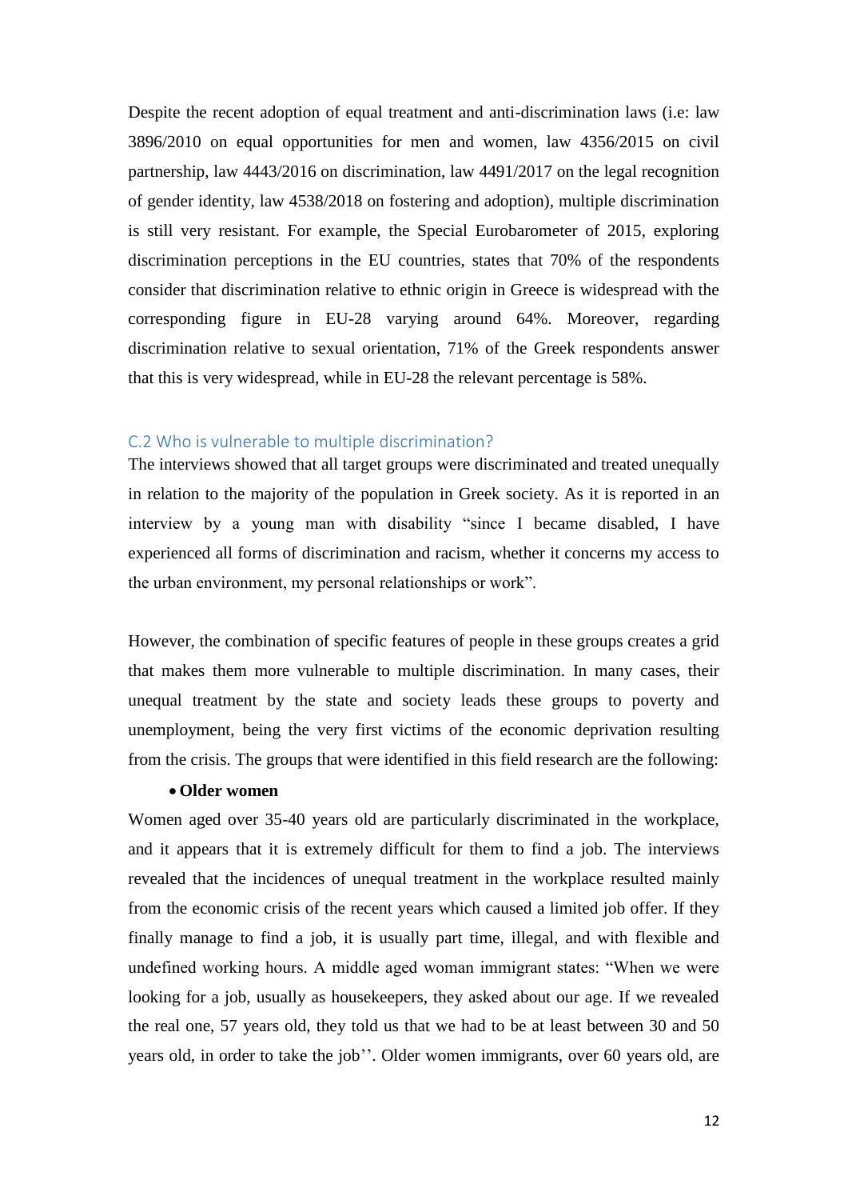Despite the recent adoption of equal treatment and anti-discrimination laws (i.e: law 3896/2010 on equal opportunities for men and women, law 4356/2015 on civil partnership, law 4443/2016 on discrimination, law 4491/2017 on the legal recognition of gender identity, law 4538/2018 on fostering and adoption), multiple discrimination is still very resistant. For example, the Special Eurobarometer of 2015, exploring discrimination perceptions in the EU countries, states that 70% of the respondents consider that discrimination relative to ethnic origin in Greece is widespread with the corresponding figure in EU-28 varying around 64%. Moreover, regarding discrimination relative to sexual orientation, 71% of the Greek respondents answer that this is very widespread, while in EU-28 the relevant percentage is 58%.

## C.2 Who is vulnerable to multiple discrimination?

The interviews showed that all target groups were discriminated and treated unequally in relation to the majority of the population in Greek society. As it is reported in an interview by a young man with disability "since I became disabled, I have experienced all forms of discrimination and racism, whether it concerns my access to the urban environment, my personal relationships or work".

However, the combination of specific features of people in these groups creates a grid that makes them more vulnerable to multiple discrimination. In many cases, their unequal treatment by the state and society leads these groups to poverty and unemployment, being the very first victims of the economic deprivation resulting from the crisis. The groups that were identified in this field research are the following:

- **Older women**

Women aged over 35-40 years old are particularly discriminated in the workplace, and it appears that it is extremely difficult for them to find a job. The interviews revealed that the incidences of unequal treatment in the workplace resulted mainly from the economic crisis of the recent years which caused a limited job offer. If they finally manage to find a job, it is usually part time, illegal, and with flexible and undefined working hours. A middle aged woman immigrant states: "When we were looking for a job, usually as housekeepers, they asked about our age. If we revealed the real one, 57 years old, they told us that we had to be at least between 30 and 50 years old, in order to take the job''. Older women immigrants, over 60 years old, are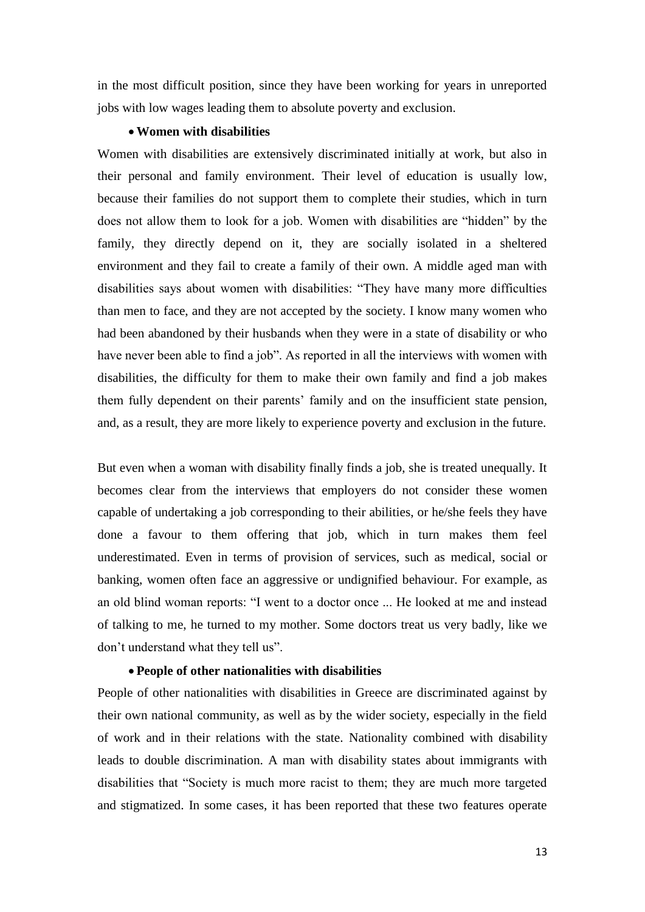in the most difficult position, since they have been working for years in unreported jobs with low wages leading them to absolute poverty and exclusion.

- **Women with disabilities**

Women with disabilities are extensively discriminated initially at work, but also in their personal and family environment. Their level of education is usually low, because their families do not support them to complete their studies, which in turn does not allow them to look for a job. Women with disabilities are "hidden" by the family, they directly depend on it, they are socially isolated in a sheltered environment and they fail to create a family of their own. A middle aged man with disabilities says about women with disabilities: "They have many more difficulties than men to face, and they are not accepted by the society. I know many women who had been abandoned by their husbands when they were in a state of disability or who have never been able to find a job". As reported in all the interviews with women with disabilities, the difficulty for them to make their own family and find a job makes them fully dependent on their parents' family and on the insufficient state pension, and, as a result, they are more likely to experience poverty and exclusion in the future.

But even when a woman with disability finally finds a job, she is treated unequally. It becomes clear from the interviews that employers do not consider these women capable of undertaking a job corresponding to their abilities, or he/she feels they have done a favour to them offering that job, which in turn makes them feel underestimated. Even in terms of provision of services, such as medical, social or banking, women often face an aggressive or undignified behaviour. For example, as an old blind woman reports: "I went to a doctor once ... He looked at me and instead of talking to me, he turned to my mother. Some doctors treat us very badly, like we don't understand what they tell us".

- **People of other nationalities with disabilities**

People of other nationalities with disabilities in Greece are discriminated against by their own national community, as well as by the wider society, especially in the field of work and in their relations with the state. Nationality combined with disability leads to double discrimination. A man with disability states about immigrants with disabilities that "Society is much more racist to them; they are much more targeted and stigmatized. In some cases, it has been reported that these two features operate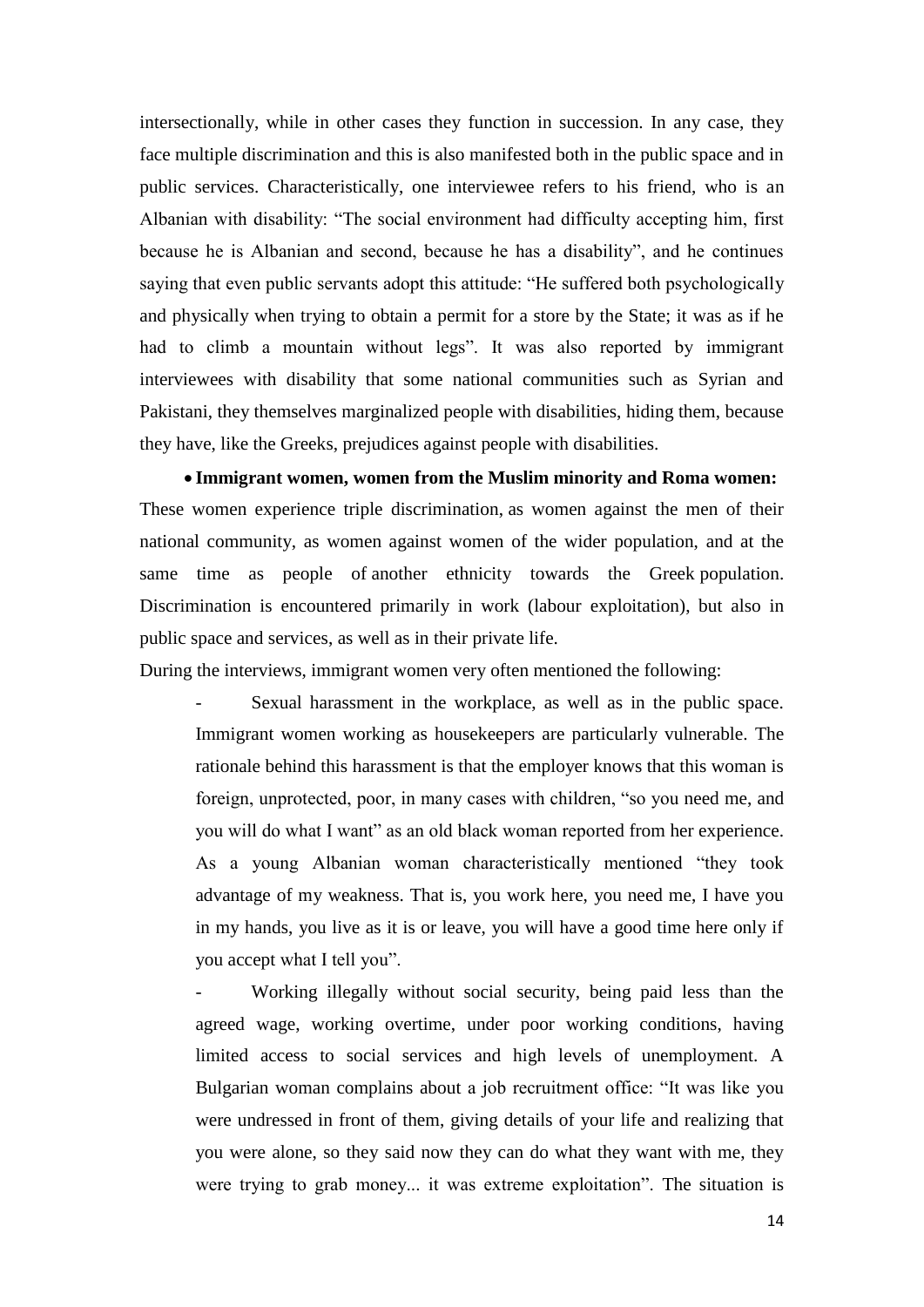intersectionally, while in other cases they function in succession. In any case, they face multiple discrimination and this is also manifested both in the public space and in public services. Characteristically, one interviewee refers to his friend, who is an Albanian with disability: "The social environment had difficulty accepting him, first because he is Albanian and second, because he has a disability", and he continues saying that even public servants adopt this attitude: "He suffered both psychologically and physically when trying to obtain a permit for a store by the State; it was as if he had to climb a mountain without legs". It was also reported by immigrant interviewees with disability that some national communities such as Syrian and Pakistani, they themselves marginalized people with disabilities, hiding them, because they have, like the Greeks, prejudices against people with disabilities.

- **Immigrant women, women from the Muslim minority and Roma women:**

These women experience triple discrimination, as women against the men of their national community, as women against women of the wider population, and at the same time as people of another ethnicity towards the Greek population. Discrimination is encountered primarily in work (labour exploitation), but also in public space and services, as well as in their private life.

During the interviews, immigrant women very often mentioned the following:

- Sexual harassment in the workplace, as well as in the public space. Immigrant women working as housekeepers are particularly vulnerable. The rationale behind this harassment is that the employer knows that this woman is foreign, unprotected, poor, in many cases with children, "so you need me, and you will do what I want" as an old black woman reported from her experience. As a young Albanian woman characteristically mentioned "they took advantage of my weakness. That is, you work here, you need me, I have you in my hands, you live as it is or leave, you will have a good time here only if you accept what I tell you".

- Working illegally without social security, being paid less than the agreed wage, working overtime, under poor working conditions, having limited access to social services and high levels of unemployment. A Bulgarian woman complains about a job recruitment office: "It was like you were undressed in front of them, giving details of your life and realizing that you were alone, so they said now they can do what they want with me, they were trying to grab money... it was extreme exploitation". The situation is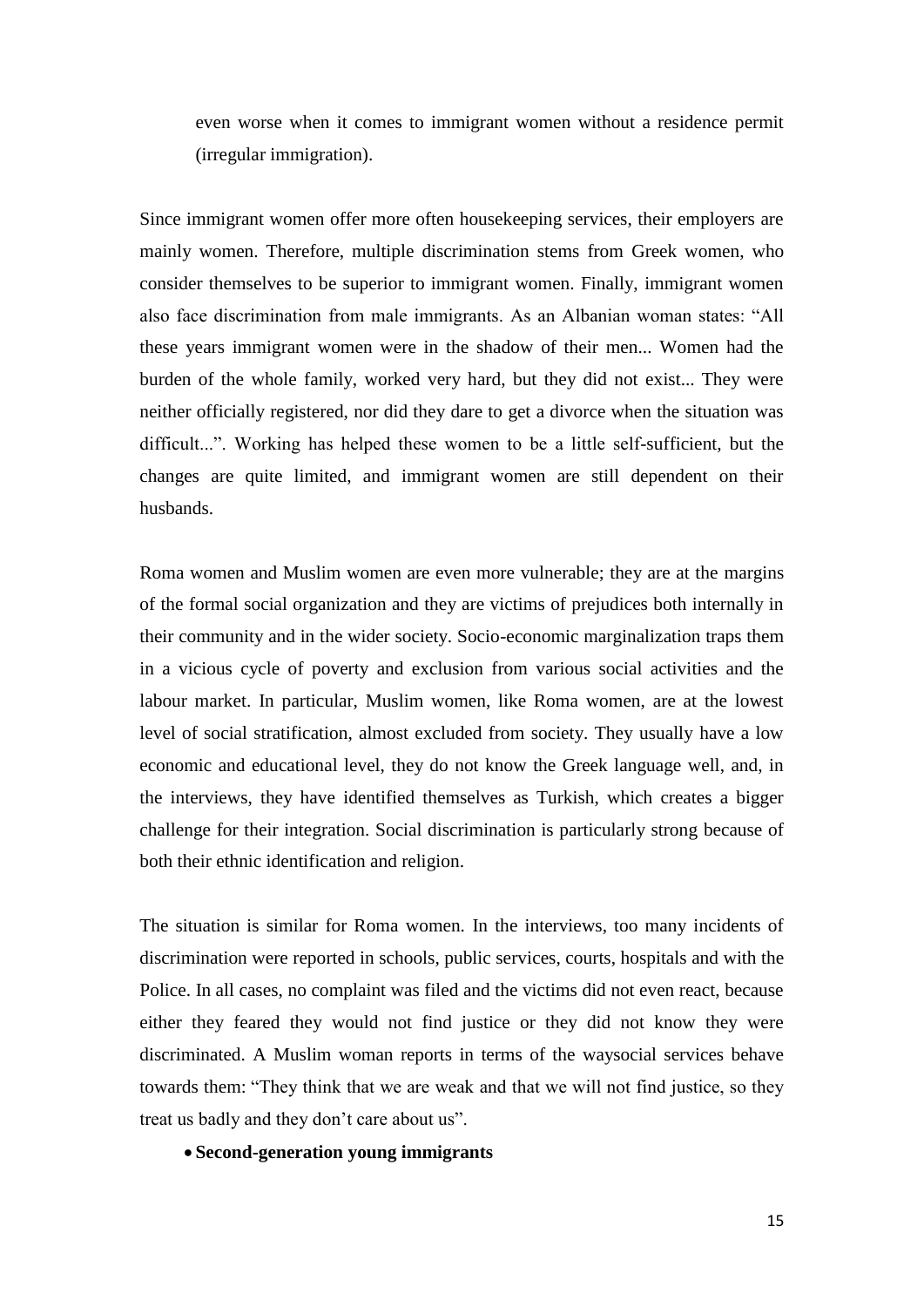even worse when it comes to immigrant women without a residence permit (irregular immigration).

Since immigrant women offer more often housekeeping services, their employers are mainly women. Therefore, multiple discrimination stems from Greek women, who consider themselves to be superior to immigrant women. Finally, immigrant women also face discrimination from male immigrants. As an Albanian woman states: "All these years immigrant women were in the shadow of their men... Women had the burden of the whole family, worked very hard, but they did not exist... They were neither officially registered, nor did they dare to get a divorce when the situation was difficult...". Working has helped these women to be a little self-sufficient, but the changes are quite limited, and immigrant women are still dependent on their husbands.

Roma women and Muslim women are even more vulnerable; they are at the margins of the formal social organization and they are victims of prejudices both internally in their community and in the wider society. Socio-economic marginalization traps them in a vicious cycle of poverty and exclusion from various social activities and the labour market. In particular, Muslim women, like Roma women, are at the lowest level of social stratification, almost excluded from society. They usually have a low economic and educational level, they do not know the Greek language well, and, in the interviews, they have identified themselves as Turkish, which creates a bigger challenge for their integration. Social discrimination is particularly strong because of both their ethnic identification and religion.

The situation is similar for Roma women. In the interviews, too many incidents of discrimination were reported in schools, public services, courts, hospitals and with the Police. In all cases, no complaint was filed and the victims did not even react, because either they feared they would not find justice or they did not know they were discriminated. A Muslim woman reports in terms of the waysocial services behave towards them: "They think that we are weak and that we will not find justice, so they treat us badly and they don't care about us".

- **Second-generation young immigrants**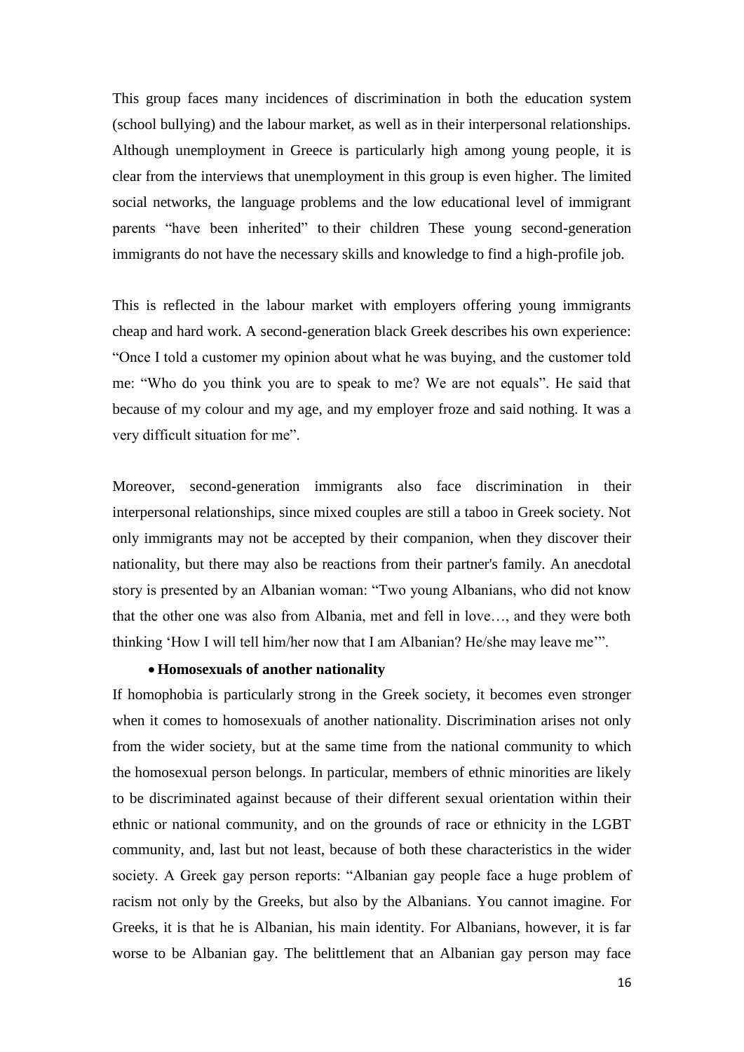This group faces many incidences of discrimination in both the education system (school bullying) and the labour market, as well as in their interpersonal relationships. Although unemployment in Greece is particularly high among young people, it is clear from the interviews that unemployment in this group is even higher. The limited social networks, the language problems and the low educational level of immigrant parents "have been inherited" to their children These young second-generation immigrants do not have the necessary skills and knowledge to find a high-profile job.

This is reflected in the labour market with employers offering young immigrants cheap and hard work. A second-generation black Greek describes his own experience: "Once I told a customer my opinion about what he was buying, and the customer told me: "Who do you think you are to speak to me? We are not equals". He said that because of my colour and my age, and my employer froze and said nothing. It was a very difficult situation for me".

Moreover, second-generation immigrants also face discrimination in their interpersonal relationships, since mixed couples are still a taboo in Greek society. Not only immigrants may not be accepted by their companion, when they discover their nationality, but there may also be reactions from their partner's family. An anecdotal story is presented by an Albanian woman: "Two young Albanians, who did not know that the other one was also from Albania, met and fell in love…, and they were both thinking 'How I will tell him/her now that I am Albanian? He/she may leave me'".

- **Homosexuals of another nationality**

If homophobia is particularly strong in the Greek society, it becomes even stronger when it comes to homosexuals of another nationality. Discrimination arises not only from the wider society, but at the same time from the national community to which the homosexual person belongs. In particular, members of ethnic minorities are likely to be discriminated against because of their different sexual orientation within their ethnic or national community, and on the grounds of race or ethnicity in the LGBT community, and, last but not least, because of both these characteristics in the wider society. A Greek gay person reports: "Albanian gay people face a huge problem of racism not only by the Greeks, but also by the Albanians. You cannot imagine. For Greeks, it is that he is Albanian, his main identity. For Albanians, however, it is far worse to be Albanian gay. The belittlement that an Albanian gay person may face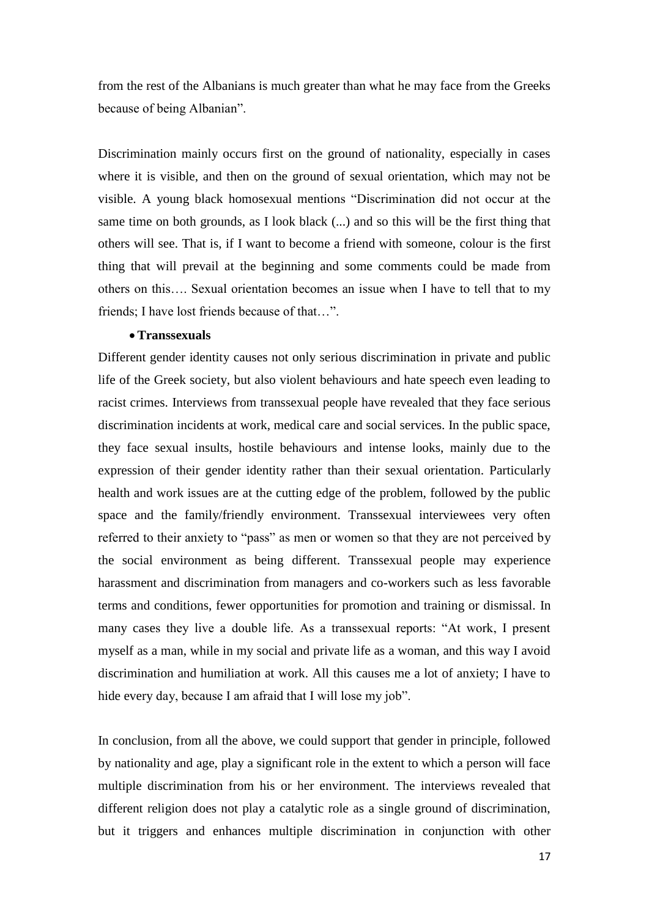from the rest of the Albanians is much greater than what he may face from the Greeks because of being Albanian".

Discrimination mainly occurs first on the ground of nationality, especially in cases where it is visible, and then on the ground of sexual orientation, which may not be visible. A young black homosexual mentions "Discrimination did not occur at the same time on both grounds, as I look black (...) and so this will be the first thing that others will see. That is, if I want to become a friend with someone, colour is the first thing that will prevail at the beginning and some comments could be made from others on this…. Sexual orientation becomes an issue when I have to tell that to my friends; I have lost friends because of that…".

- **Transsexuals**

Different gender identity causes not only serious discrimination in private and public life of the Greek society, but also violent behaviours and hate speech even leading to racist crimes. Interviews from transsexual people have revealed that they face serious discrimination incidents at work, medical care and social services. In the public space, they face sexual insults, hostile behaviours and intense looks, mainly due to the expression of their gender identity rather than their sexual orientation. Particularly health and work issues are at the cutting edge of the problem, followed by the public space and the family/friendly environment. Transsexual interviewees very often referred to their anxiety to "pass" as men or women so that they are not perceived by the social environment as being different. Transsexual people may experience harassment and discrimination from managers and co-workers such as less favorable terms and conditions, fewer opportunities for promotion and training or dismissal. In many cases they live a double life. As a transsexual reports: "At work, I present myself as a man, while in my social and private life as a woman, and this way I avoid discrimination and humiliation at work. All this causes me a lot of anxiety; I have to hide every day, because I am afraid that I will lose my job".

In conclusion, from all the above, we could support that gender in principle, followed by nationality and age, play a significant role in the extent to which a person will face multiple discrimination from his or her environment. The interviews revealed that different religion does not play a catalytic role as a single ground of discrimination, but it triggers and enhances multiple discrimination in conjunction with other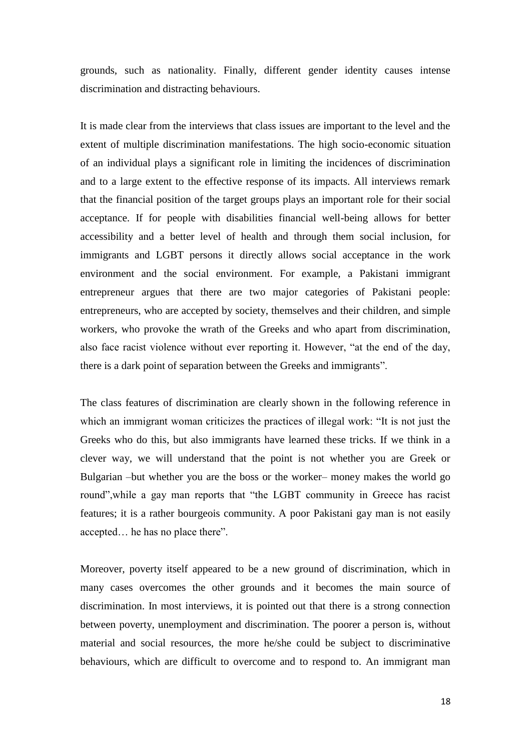grounds, such as nationality. Finally, different gender identity causes intense discrimination and distracting behaviours.

It is made clear from the interviews that class issues are important to the level and the extent of multiple discrimination manifestations. The high socio-economic situation of an individual plays a significant role in limiting the incidences of discrimination and to a large extent to the effective response of its impacts. All interviews remark that the financial position of the target groups plays an important role for their social acceptance. If for people with disabilities financial well-being allows for better accessibility and a better level of health and through them social inclusion, for immigrants and LGBT persons it directly allows social acceptance in the work environment and the social environment. For example, a Pakistani immigrant entrepreneur argues that there are two major categories of Pakistani people: entrepreneurs, who are accepted by society, themselves and their children, and simple workers, who provoke the wrath of the Greeks and who apart from discrimination, also face racist violence without ever reporting it. However, "at the end of the day, there is a dark point of separation between the Greeks and immigrants".

The class features of discrimination are clearly shown in the following reference in which an immigrant woman criticizes the practices of illegal work: "It is not just the Greeks who do this, but also immigrants have learned these tricks. If we think in a clever way, we will understand that the point is not whether you are Greek or Bulgarian –but whether you are the boss or the worker– money makes the world go round",while a gay man reports that "the LGBT community in Greece has racist features; it is a rather bourgeois community. A poor Pakistani gay man is not easily accepted… he has no place there".

Moreover, poverty itself appeared to be a new ground of discrimination, which in many cases overcomes the other grounds and it becomes the main source of discrimination. In most interviews, it is pointed out that there is a strong connection between poverty, unemployment and discrimination. The poorer a person is, without material and social resources, the more he/she could be subject to discriminative behaviours, which are difficult to overcome and to respond to. An immigrant man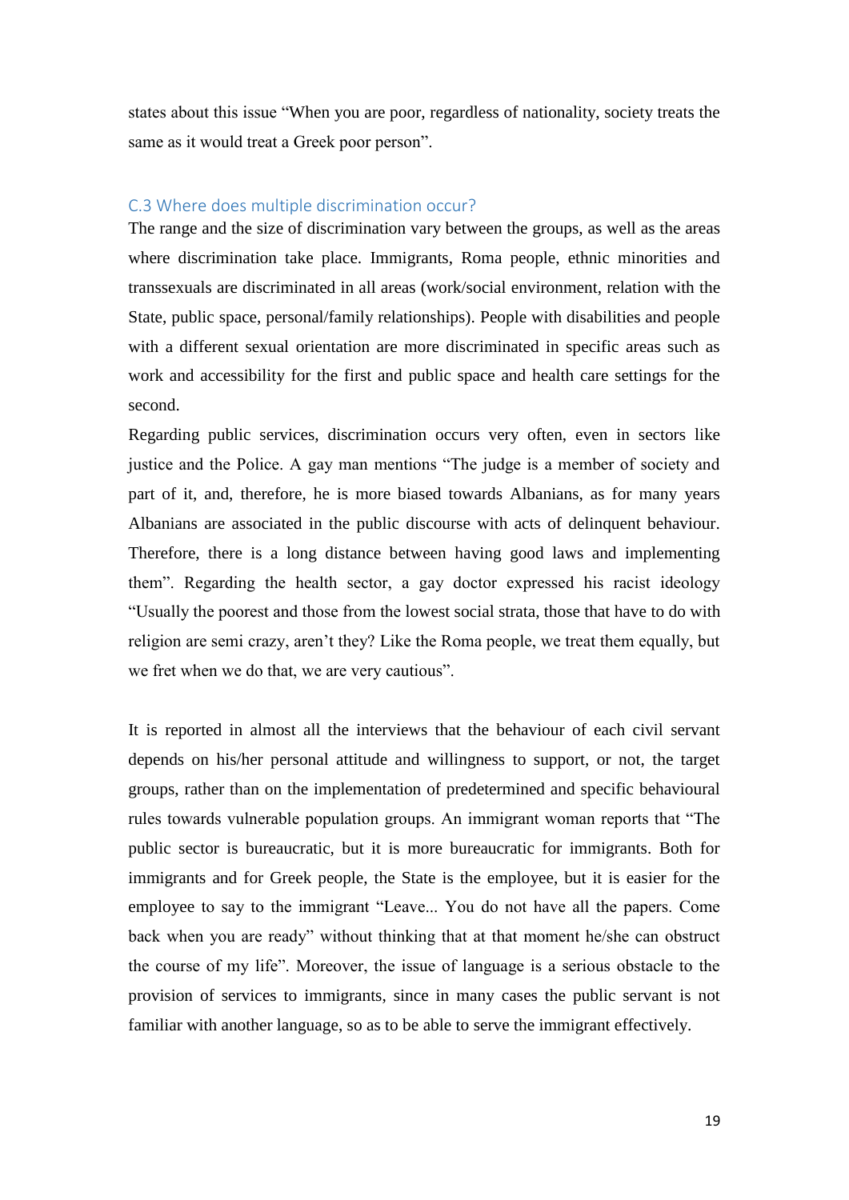states about this issue "When you are poor, regardless of nationality, society treats the same as it would treat a Greek poor person".

### C.3 Where does multiple discrimination occur?

The range and the size of discrimination vary between the groups, as well as the areas where discrimination take place. Immigrants, Roma people, ethnic minorities and transsexuals are discriminated in all areas (work/social environment, relation with the State, public space, personal/family relationships). People with disabilities and people with a different sexual orientation are more discriminated in specific areas such as work and accessibility for the first and public space and health care settings for the second.

Regarding public services, discrimination occurs very often, even in sectors like justice and the Police. A gay man mentions "The judge is a member of society and part of it, and, therefore, he is more biased towards Albanians, as for many years Albanians are associated in the public discourse with acts of delinquent behaviour. Therefore, there is a long distance between having good laws and implementing them". Regarding the health sector, a gay doctor expressed his racist ideology "Usually the poorest and those from the lowest social strata, those that have to do with religion are semi crazy, aren't they? Like the Roma people, we treat them equally, but we fret when we do that, we are very cautious".

It is reported in almost all the interviews that the behaviour of each civil servant depends on his/her personal attitude and willingness to support, or not, the target groups, rather than on the implementation of predetermined and specific behavioural rules towards vulnerable population groups. An immigrant woman reports that "The public sector is bureaucratic, but it is more bureaucratic for immigrants. Both for immigrants and for Greek people, the State is the employee, but it is easier for the employee to say to the immigrant "Leave... You do not have all the papers. Come back when you are ready" without thinking that at that moment he/she can obstruct the course of my life". Moreover, the issue of language is a serious obstacle to the provision of services to immigrants, since in many cases the public servant is not familiar with another language, so as to be able to serve the immigrant effectively.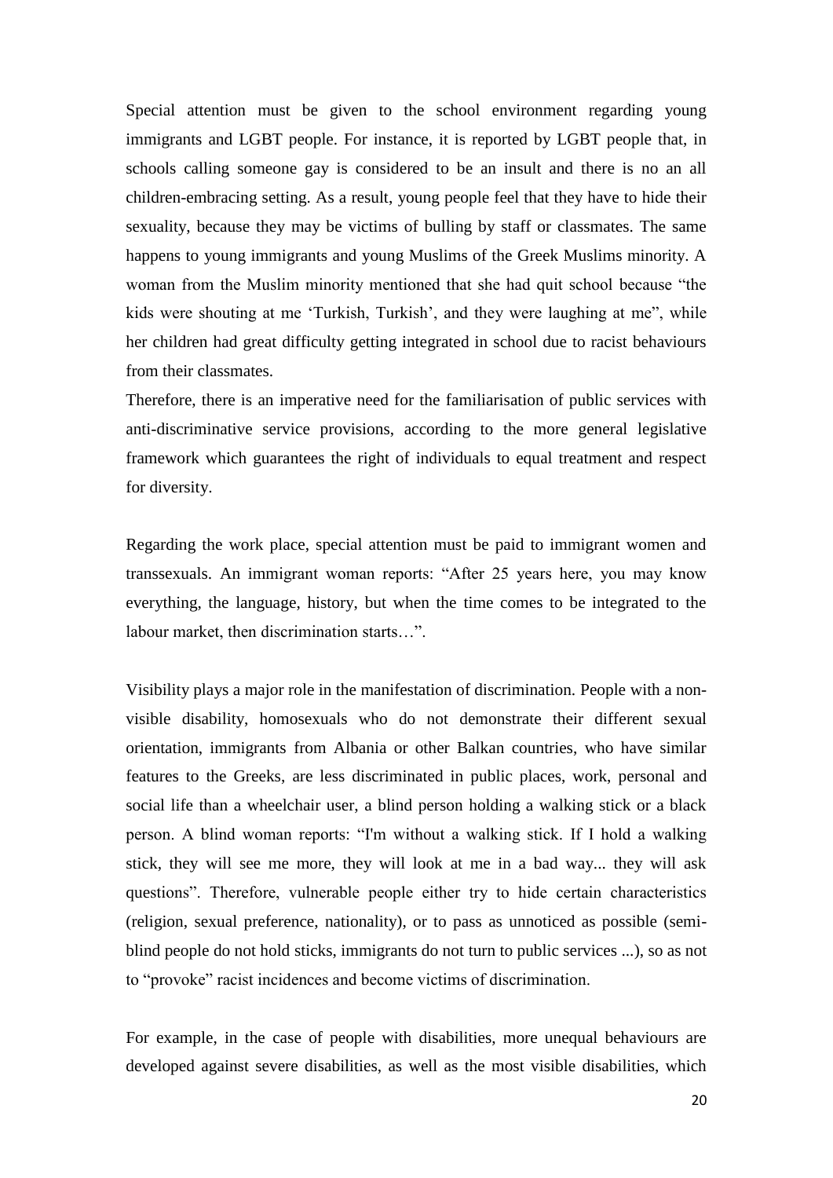Special attention must be given to the school environment regarding young immigrants and LGBT people. For instance, it is reported by LGBT people that, in schools calling someone gay is considered to be an insult and there is no an all children-embracing setting. As a result, young people feel that they have to hide their sexuality, because they may be victims of bulling by staff or classmates. The same happens to young immigrants and young Muslims of the Greek Muslims minority. A woman from the Muslim minority mentioned that she had quit school because "the kids were shouting at me 'Turkish, Turkish', and they were laughing at me", while her children had great difficulty getting integrated in school due to racist behaviours from their classmates.

Therefore, there is an imperative need for the familiarisation of public services with anti-discriminative service provisions, according to the more general legislative framework which guarantees the right of individuals to equal treatment and respect for diversity.

Regarding the work place, special attention must be paid to immigrant women and transsexuals. An immigrant woman reports: "After 25 years here, you may know everything, the language, history, but when the time comes to be integrated to the labour market, then discrimination starts…".

Visibility plays a major role in the manifestation of discrimination. People with a non-visible disability, homosexuals who do not demonstrate their different sexual orientation, immigrants from Albania or other Balkan countries, who have similar features to the Greeks, are less discriminated in public places, work, personal and social life than a wheelchair user, a blind person holding a walking stick or a black person. A blind woman reports: "I'm without a walking stick. If I hold a walking stick, they will see me more, they will look at me in a bad way... they will ask questions". Therefore, vulnerable people either try to hide certain characteristics (religion, sexual preference, nationality), or to pass as unnoticed as possible (semi-blind people do not hold sticks, immigrants do not turn to public services ...), so as not to "provoke" racist incidences and become victims of discrimination.

For example, in the case of people with disabilities, more unequal behaviours are developed against severe disabilities, as well as the most visible disabilities, which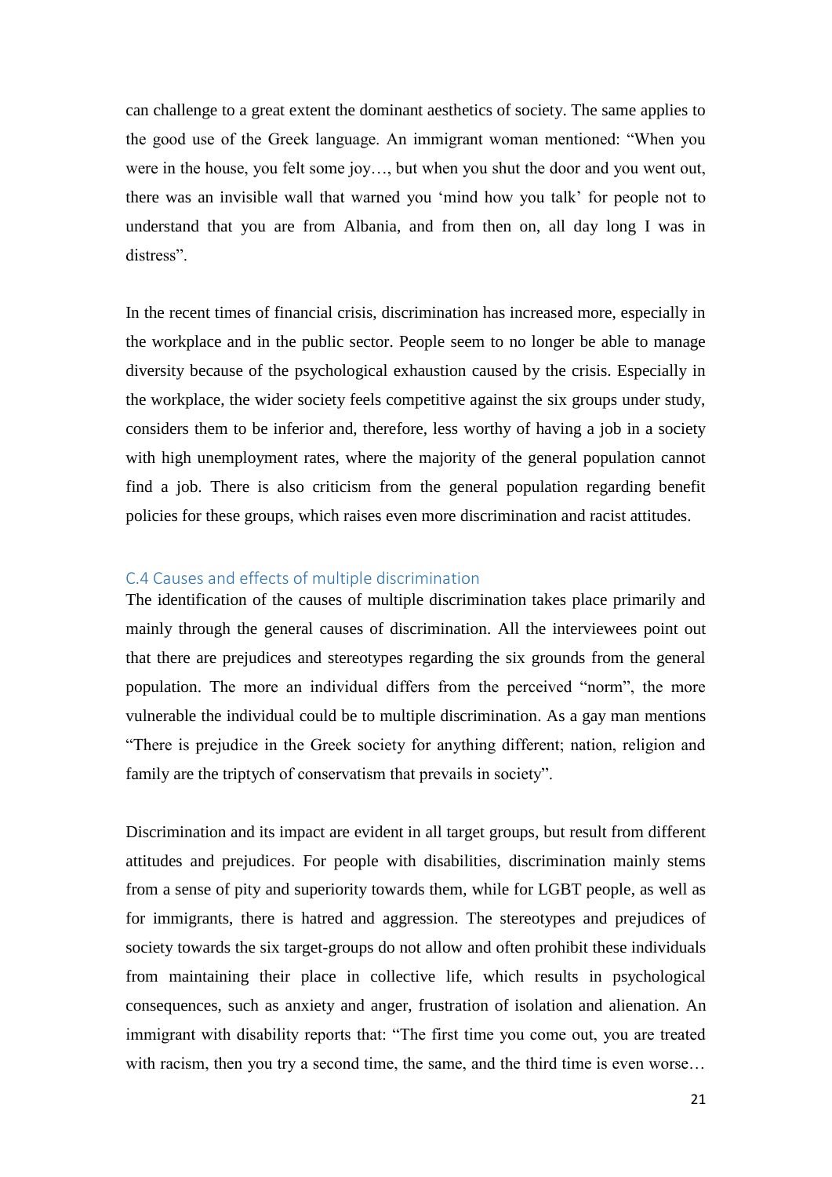can challenge to a great extent the dominant aesthetics of society. The same applies to the good use of the Greek language. An immigrant woman mentioned: "When you were in the house, you felt some joy…, but when you shut the door and you went out, there was an invisible wall that warned you 'mind how you talk' for people not to understand that you are from Albania, and from then on, all day long I was in distress".

In the recent times of financial crisis, discrimination has increased more, especially in the workplace and in the public sector. People seem to no longer be able to manage diversity because of the psychological exhaustion caused by the crisis. Especially in the workplace, the wider society feels competitive against the six groups under study, considers them to be inferior and, therefore, less worthy of having a job in a society with high unemployment rates, where the majority of the general population cannot find a job. There is also criticism from the general population regarding benefit policies for these groups, which raises even more discrimination and racist attitudes.

### C.4 Causes and effects of multiple discrimination

The identification of the causes of multiple discrimination takes place primarily and mainly through the general causes of discrimination. All the interviewees point out that there are prejudices and stereotypes regarding the six grounds from the general population. The more an individual differs from the perceived "norm", the more vulnerable the individual could be to multiple discrimination. As a gay man mentions "There is prejudice in the Greek society for anything different; nation, religion and family are the triptych of conservatism that prevails in society".

Discrimination and its impact are evident in all target groups, but result from different attitudes and prejudices. For people with disabilities, discrimination mainly stems from a sense of pity and superiority towards them, while for LGBT people, as well as for immigrants, there is hatred and aggression. The stereotypes and prejudices of society towards the six target-groups do not allow and often prohibit these individuals from maintaining their place in collective life, which results in psychological consequences, such as anxiety and anger, frustration of isolation and alienation. An immigrant with disability reports that: "The first time you come out, you are treated with racism, then you try a second time, the same, and the third time is even worse…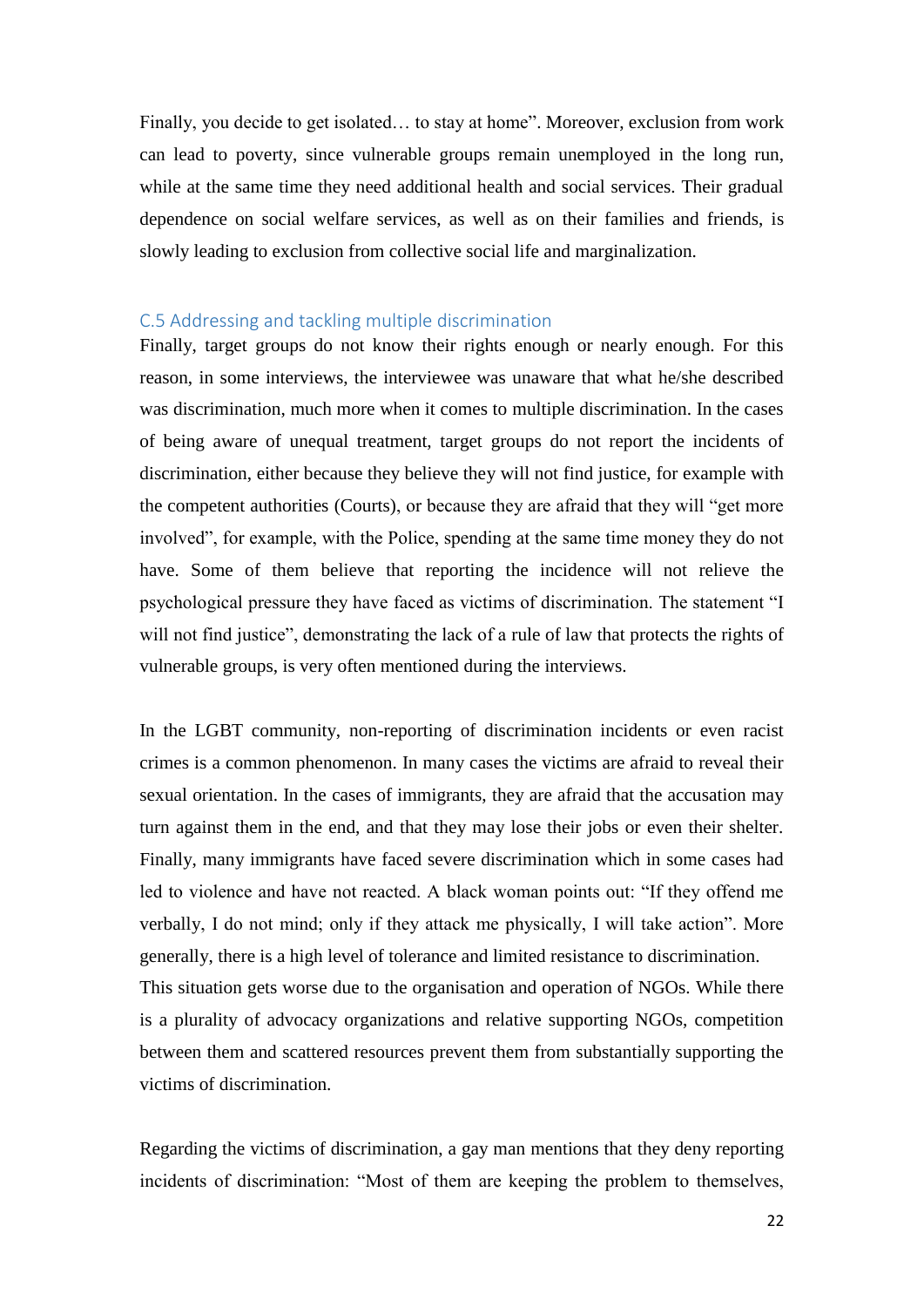Finally, you decide to get isolated… to stay at home". Moreover, exclusion from work can lead to poverty, since vulnerable groups remain unemployed in the long run, while at the same time they need additional health and social services. Their gradual dependence on social welfare services, as well as on their families and friends, is slowly leading to exclusion from collective social life and marginalization.

### C.5 Addressing and tackling multiple discrimination

Finally, target groups do not know their rights enough or nearly enough. For this reason, in some interviews, the interviewee was unaware that what he/she described was discrimination, much more when it comes to multiple discrimination. In the cases of being aware of unequal treatment, target groups do not report the incidents of discrimination, either because they believe they will not find justice, for example with the competent authorities (Courts), or because they are afraid that they will "get more involved", for example, with the Police, spending at the same time money they do not have. Some of them believe that reporting the incidence will not relieve the psychological pressure they have faced as victims of discrimination. The statement "I will not find justice", demonstrating the lack of a rule of law that protects the rights of vulnerable groups, is very often mentioned during the interviews.

In the LGBT community, non-reporting of discrimination incidents or even racist crimes is a common phenomenon. In many cases the victims are afraid to reveal their sexual orientation. In the cases of immigrants, they are afraid that the accusation may turn against them in the end, and that they may lose their jobs or even their shelter. Finally, many immigrants have faced severe discrimination which in some cases had led to violence and have not reacted. A black woman points out: "If they offend me verbally, I do not mind; only if they attack me physically, I will take action". More generally, there is a high level of tolerance and limited resistance to discrimination.
This situation gets worse due to the organisation and operation of NGOs. While there is a plurality of advocacy organizations and relative supporting NGOs, competition between them and scattered resources prevent them from substantially supporting the victims of discrimination.

Regarding the victims of discrimination, a gay man mentions that they deny reporting incidents of discrimination: "Most of them are keeping the problem to themselves,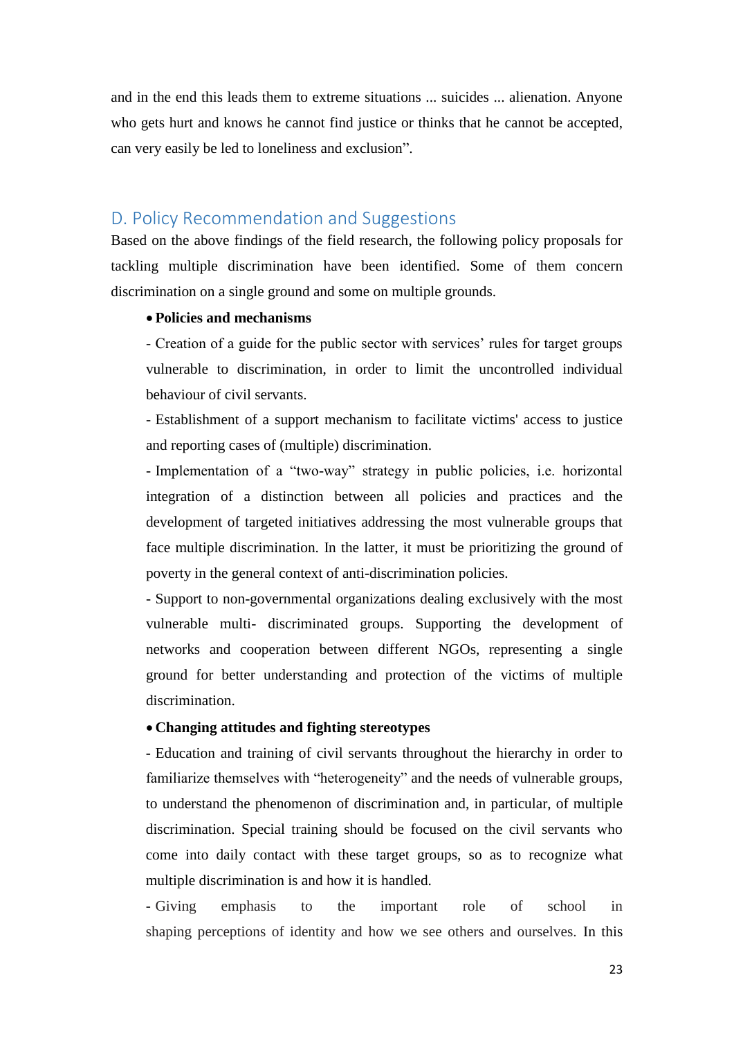and in the end this leads them to extreme situations ... suicides ... alienation. Anyone who gets hurt and knows he cannot find justice or thinks that he cannot be accepted, can very easily be led to loneliness and exclusion”.

## D. Policy Recommendation and Suggestions

Based on the above findings of the field research, the following policy proposals for tackling multiple discrimination have been identified. Some of them concern discrimination on a single ground and some on multiple grounds.

- **Policies and mechanisms**

  - Creation of a guide for the public sector with services’ rules for target groups vulnerable to discrimination, in order to limit the uncontrolled individual behaviour of civil servants.

  - Establishment of a support mechanism to facilitate victims' access to justice and reporting cases of (multiple) discrimination.

  - Implementation of a “two-way” strategy in public policies, i.e. horizontal integration of a distinction between all policies and practices and the development of targeted initiatives addressing the most vulnerable groups that face multiple discrimination. In the latter, it must be prioritizing the ground of poverty in the general context of anti-discrimination policies.

  - Support to non-governmental organizations dealing exclusively with the most vulnerable multi- discriminated groups. Supporting the development of networks and cooperation between different NGOs, representing a single ground for better understanding and protection of the victims of multiple discrimination.

- **Changing attitudes and fighting stereotypes**

  - Education and training of civil servants throughout the hierarchy in order to familiarize themselves with “heterogeneity” and the needs of vulnerable groups, to understand the phenomenon of discrimination and, in particular, of multiple discrimination. Special training should be focused on the civil servants who come into daily contact with these target groups, so as to recognize what multiple discrimination is and how it is handled.

  - Giving emphasis to the important role of school in shaping perceptions of identity and how we see others and ourselves. In this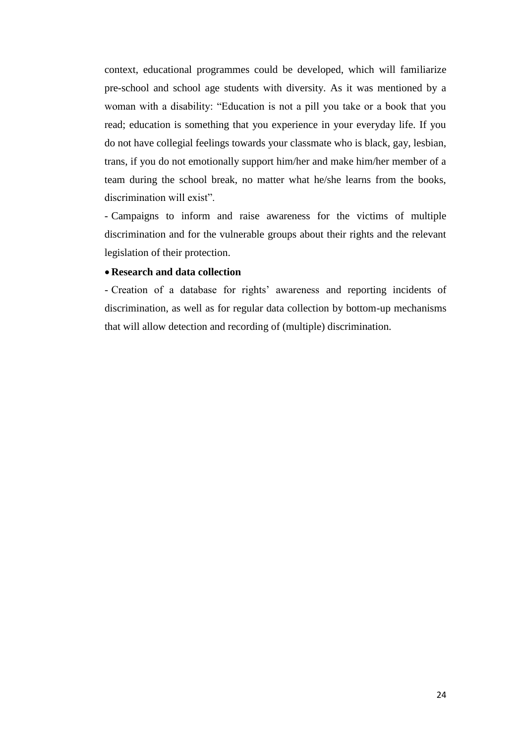context, educational programmes could be developed, which will familiarize pre-school and school age students with diversity. As it was mentioned by a woman with a disability: "Education is not a pill you take or a book that you read; education is something that you experience in your everyday life. If you do not have collegial feelings towards your classmate who is black, gay, lesbian, trans, if you do not emotionally support him/her and make him/her member of a team during the school break, no matter what he/she learns from the books, discrimination will exist".

- Campaigns to inform and raise awareness for the victims of multiple discrimination and for the vulnerable groups about their rights and the relevant legislation of their protection.

- **Research and data collection**

- Creation of a database for rights' awareness and reporting incidents of discrimination, as well as for regular data collection by bottom-up mechanisms that will allow detection and recording of (multiple) discrimination.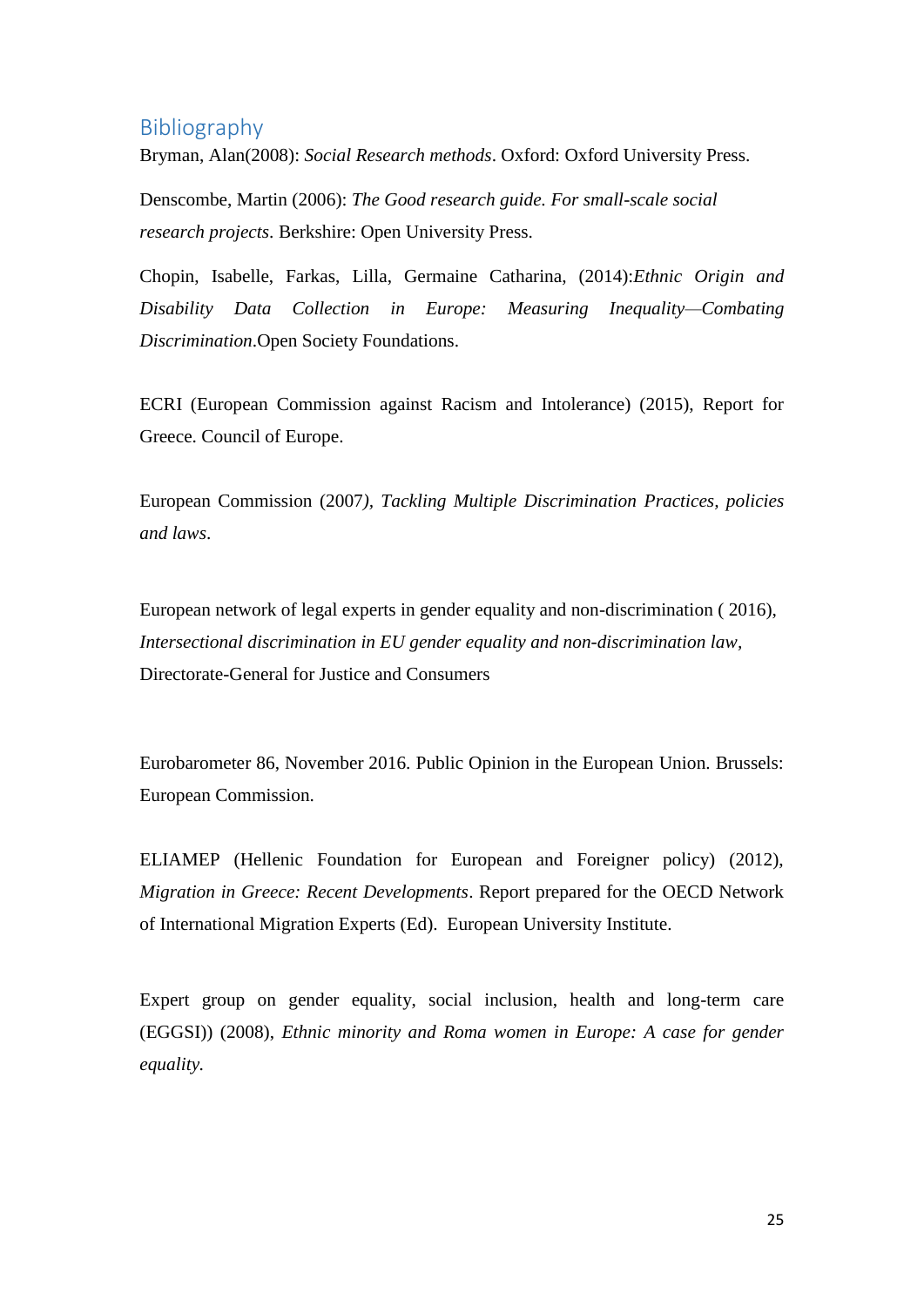## Bibliography

Bryman, Alan(2008): *Social Research methods*. Oxford: Oxford University Press.

Denscombe, Martin (2006): *The Good research guide. For small-scale social research projects*. Berkshire: Open University Press.

Chopin, Isabelle, Farkas, Lilla, Germaine Catharina, (2014):*Ethnic Origin and Disability Data Collection in Europe: Measuring Inequality—Combating Discrimination*.Open Society Foundations.

ECRI (European Commission against Racism and Intolerance) (2015), Report for Greece. Council of Europe.

European Commission (2007*), Tackling Multiple Discrimination Practices, policies and laws*.

European network of legal experts in gender equality and non-discrimination ( 2016), *Intersectional discrimination in EU gender equality and non-discrimination law*, Directorate-General for Justice and Consumers

Eurobarometer 86, November 2016. Public Opinion in the European Union. Brussels: European Commission.

ELIAMEP (Hellenic Foundation for European and Foreigner policy) (2012), *Migration in Greece: Recent Developments*. Report prepared for the OECD Network of International Migration Experts (Ed). European University Institute.

Expert group on gender equality, social inclusion, health and long-term care (EGGSI)) (2008), *Ethnic minority and Roma women in Europe: A case for gender equality.*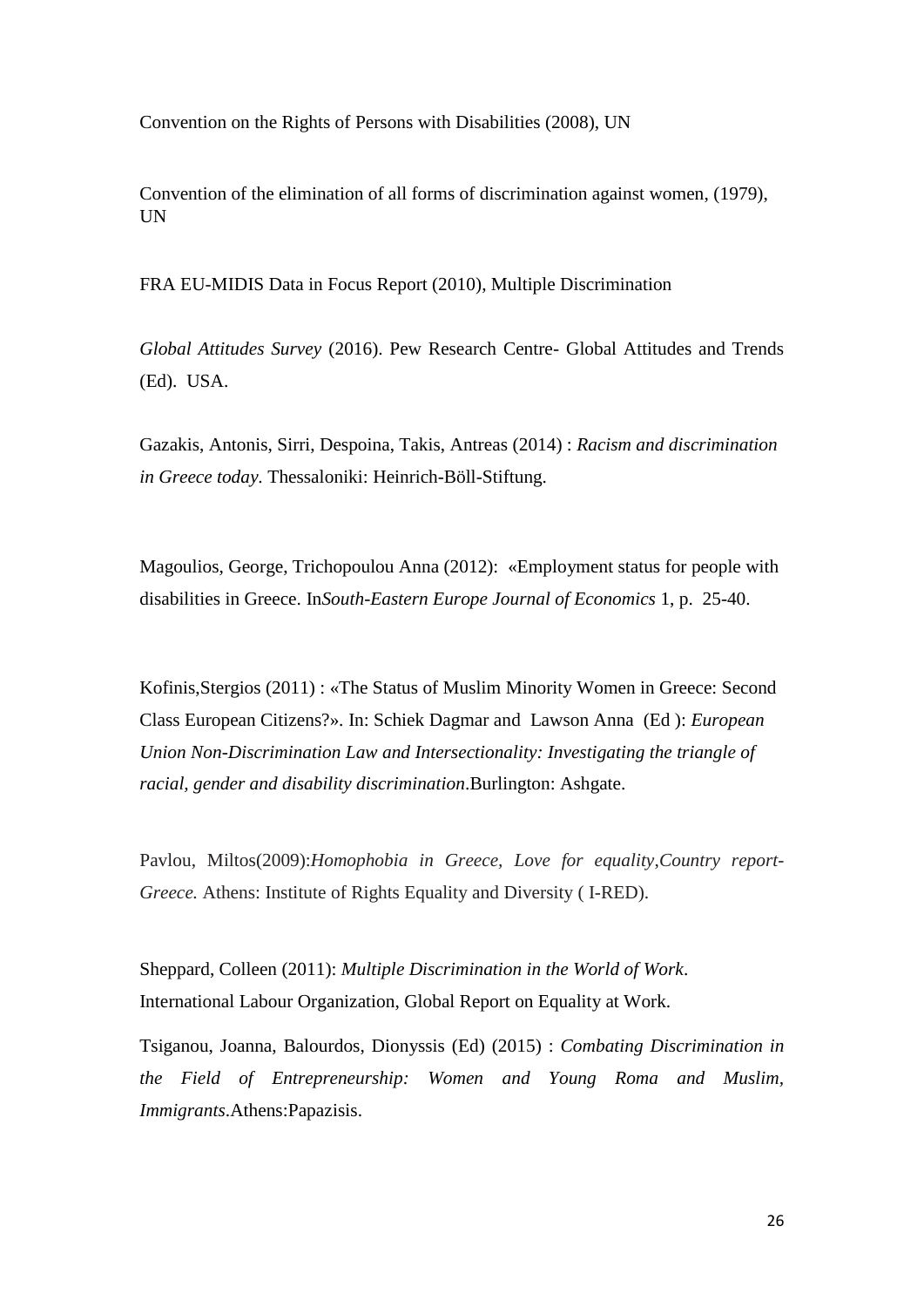Convention on the Rights of Persons with Disabilities (2008), UN

Convention of the elimination of all forms of discrimination against women, (1979), UN

FRA EU-MIDIS Data in Focus Report (2010), Multiple Discrimination

*Global Attitudes Survey* (2016). Pew Research Centre- Global Attitudes and Trends (Ed). USA.

Gazakis, Antonis, Sirri, Despoina, Takis, Antreas (2014) : *Racism and discrimination in Greece today.* Thessaloniki: Heinrich-Böll-Stiftung.

Magoulios, George, Trichopoulou Anna (2012): «Employment status for people with disabilities in Greece. In*South-Eastern Europe Journal of Economics* 1, p. 25-40.

Kofinis,Stergios (2011) : «The Status of Muslim Minority Women in Greece: Second Class European Citizens?». In: Schiek Dagmar and Lawson Anna (Ed ): *European Union Non-Discrimination Law and Intersectionality: Investigating the triangle of racial, gender and disability discrimination*.Burlington: Ashgate.

Pavlou, Miltos(2009):*Homophobia in Greece, Love for equality*,*Country report-Greece.* Athens: Institute of Rights Equality and Diversity ( I-RED).

Sheppard, Colleen (2011): *Multiple Discrimination in the World of Work*. International Labour Organization, Global Report on Equality at Work.

Tsiganou, Joanna, Balourdos, Dionyssis (Ed) (2015) : *Combating Discrimination in the Field of Entrepreneurship: Women and Young Roma and Muslim, Immigrants*.Athens:Papazisis.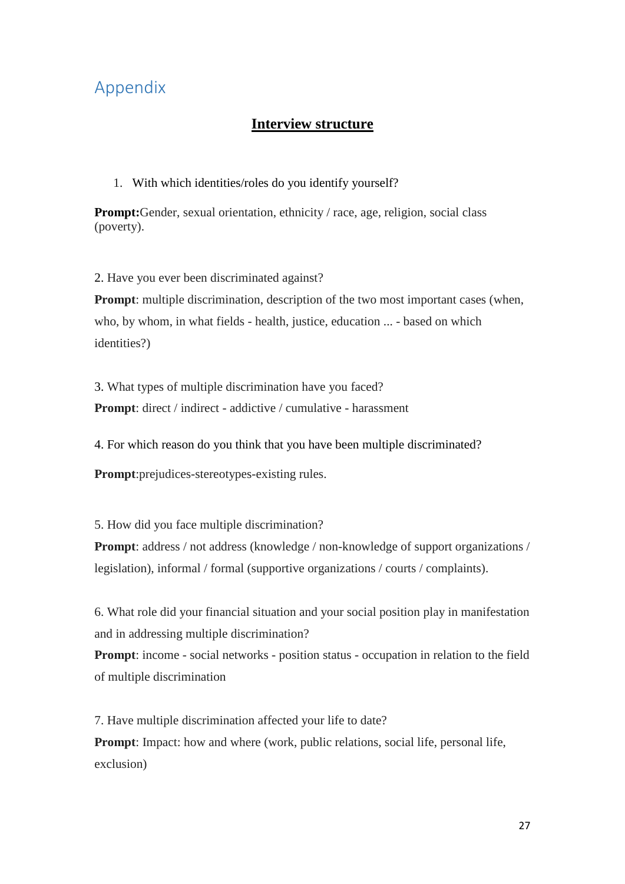## Appendix

### Interview structure

1. With which identities/roles do you identify yourself?

**Prompt:**Gender, sexual orientation, ethnicity / race, age, religion, social class (poverty).

2. Have you ever been discriminated against?

**Prompt**: multiple discrimination, description of the two most important cases (when, who, by whom, in what fields - health, justice, education ... - based on which identities?)

3. What types of multiple discrimination have you faced?

**Prompt**: direct / indirect - addictive / cumulative - harassment

4. For which reason do you think that you have been multiple discriminated?

**Prompt**:prejudices-stereotypes-existing rules.

5. How did you face multiple discrimination?

**Prompt**: address / not address (knowledge / non-knowledge of support organizations / legislation), informal / formal (supportive organizations / courts / complaints).

6. What role did your financial situation and your social position play in manifestation and in addressing multiple discrimination?

**Prompt**: income - social networks - position status - occupation in relation to the field of multiple discrimination

7. Have multiple discrimination affected your life to date?

**Prompt**: Impact: how and where (work, public relations, social life, personal life, exclusion)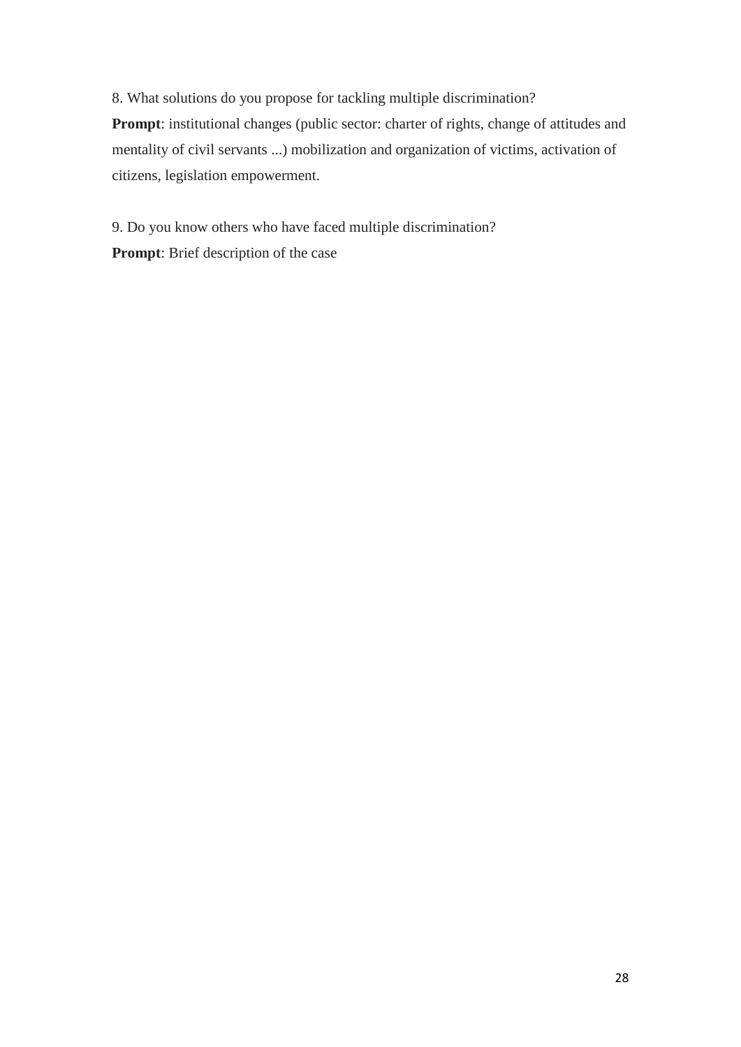8. What solutions do you propose for tackling multiple discrimination?
**Prompt**: institutional changes (public sector: charter of rights, change of attitudes and mentality of civil servants ...) mobilization and organization of victims, activation of citizens, legislation empowerment.

9. Do you know others who have faced multiple discrimination?
**Prompt**: Brief description of the case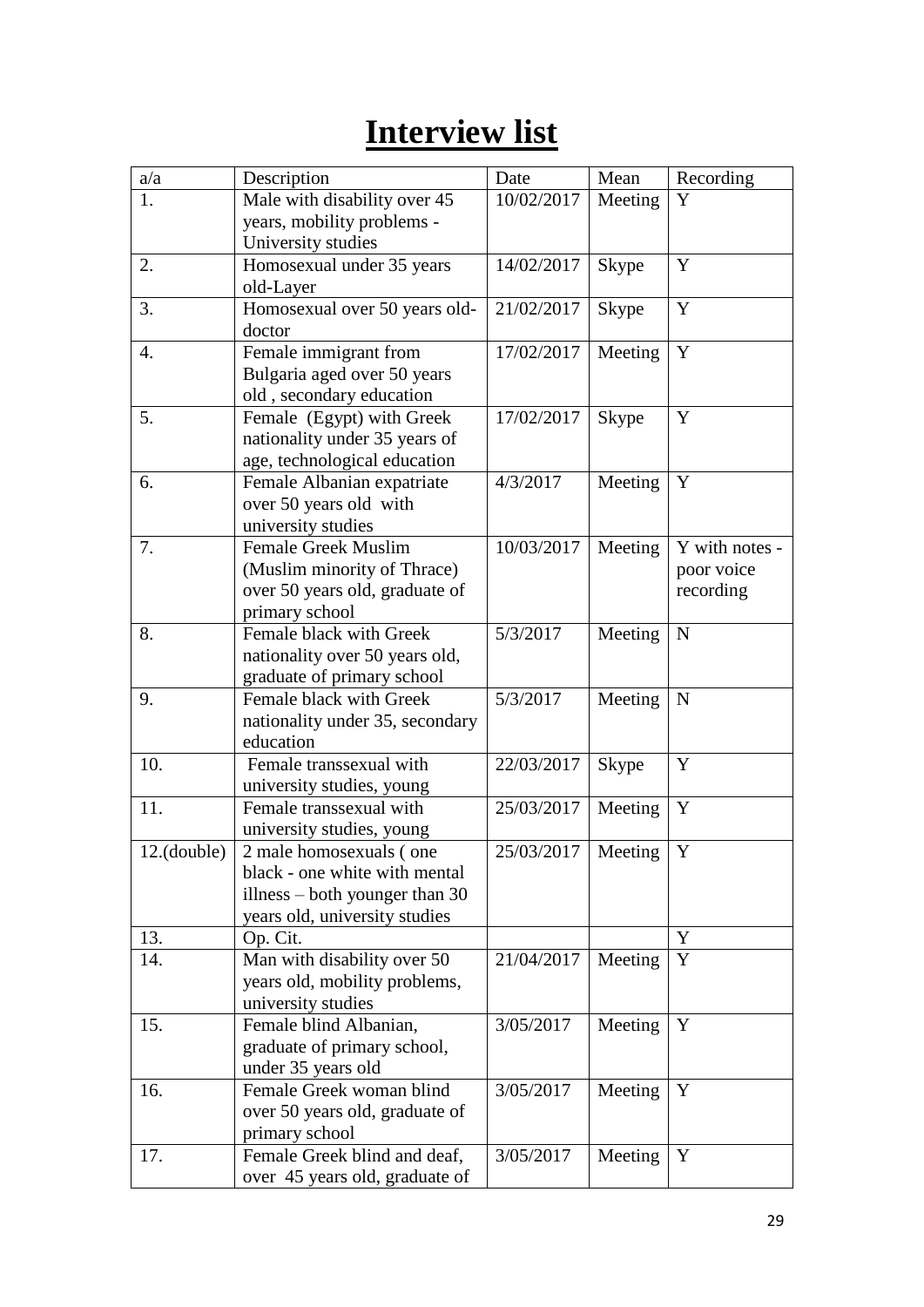# Interview list

| a/a | Description | Date | Mean | Recording |
|---|---|---|---|---|
| 1. | Male with disability over 45 years, mobility problems - University studies | 10/02/2017 | Meeting | Y |
| 2. | Homosexual under 35 years old-Layer | 14/02/2017 | Skype | Y |
| 3. | Homosexual over 50 years old-doctor | 21/02/2017 | Skype | Y |
| 4. | Female immigrant from Bulgaria aged over 50 years old , secondary education | 17/02/2017 | Meeting | Y |
| 5. | Female (Egypt) with Greek nationality under 35 years of age, technological education | 17/02/2017 | Skype | Y |
| 6. | Female Albanian expatriate over 50 years old with university studies | 4/3/2017 | Meeting | Y |
| 7. | Female Greek Muslim (Muslim minority of Thrace) over 50 years old, graduate of primary school | 10/03/2017 | Meeting | Y with notes - poor voice recording |
| 8. | Female black with Greek nationality over 50 years old, graduate of primary school | 5/3/2017 | Meeting | N |
| 9. | Female black with Greek nationality under 35, secondary education | 5/3/2017 | Meeting | N |
| 10. | Female transsexual with university studies, young | 22/03/2017 | Skype | Y |
| 11. | Female transsexual with university studies, young | 25/03/2017 | Meeting | Y |
| 12.(double) | 2 male homosexuals ( one black - one white with mental illness – both younger than 30 years old, university studies | 25/03/2017 | Meeting | Y |
| 13. | Op. Cit. | | | Y |
| 14. | Man with disability over 50 years old, mobility problems, university studies | 21/04/2017 | Meeting | Y |
| 15. | Female blind Albanian, graduate of primary school, under 35 years old | 3/05/2017 | Meeting | Y |
| 16. | Female Greek woman blind over 50 years old, graduate of primary school | 3/05/2017 | Meeting | Y |
| 17. | Female Greek blind and deaf, over 45 years old, graduate of | 3/05/2017 | Meeting | Y |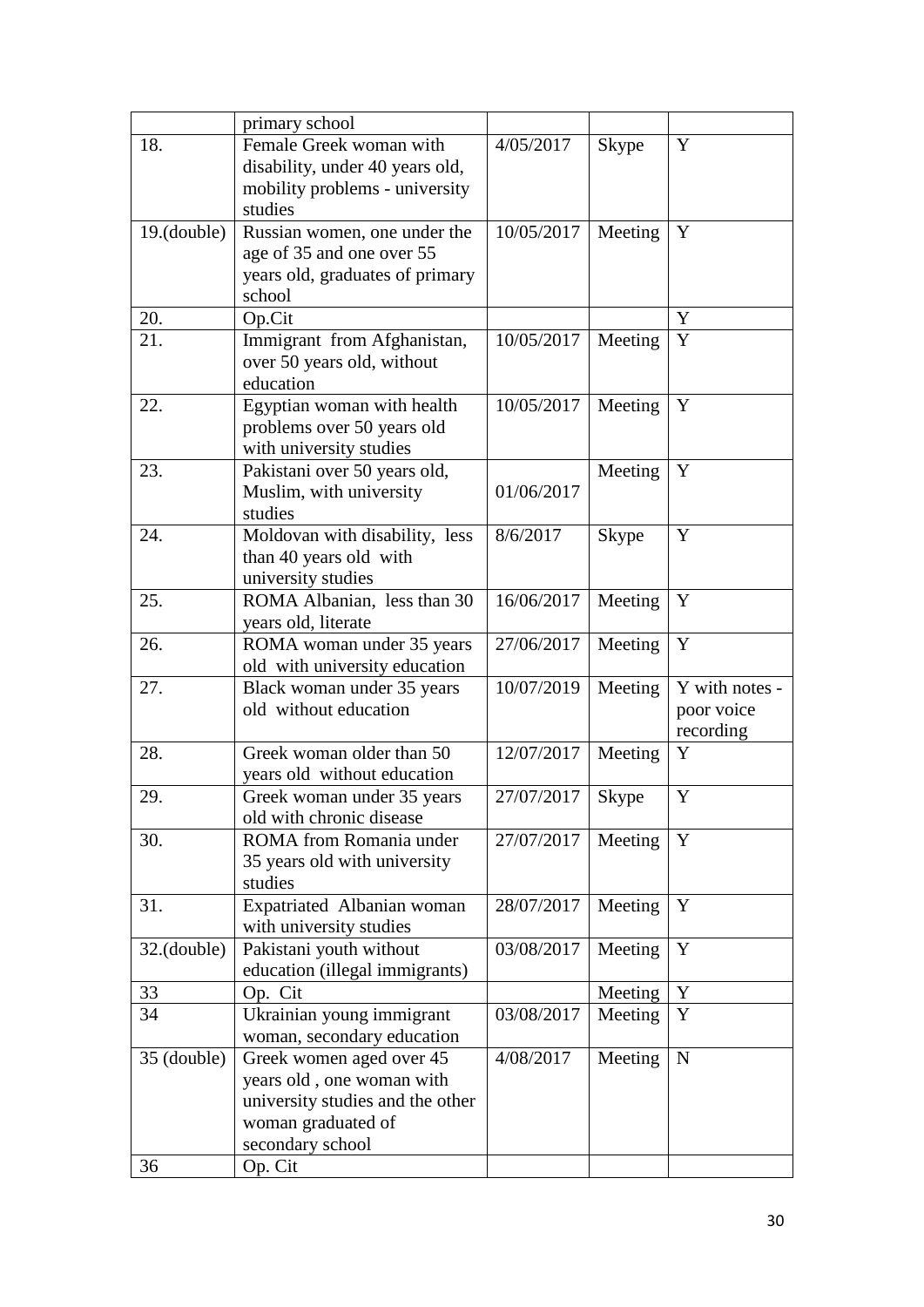| | | | | |
|---|---|---|---|---|
| | primary school | | | |
| 18. | Female Greek woman with disability, under 40 years old, mobility problems - university studies | 4/05/2017 | Skype | Y |
| 19.(double) | Russian women, one under the age of 35 and one over 55 years old, graduates of primary school | 10/05/2017 | Meeting | Y |
| 20. | Op.Cit | | | Y |
| 21. | Immigrant from Afghanistan, over 50 years old, without education | 10/05/2017 | Meeting | Y |
| 22. | Egyptian woman with health problems over 50 years old with university studies | 10/05/2017 | Meeting | Y |
| 23. | Pakistani over 50 years old, Muslim, with university studies | 01/06/2017 | Meeting | Y |
| 24. | Moldovan with disability, less than 40 years old with university studies | 8/6/2017 | Skype | Y |
| 25. | ROMA Albanian, less than 30 years old, literate | 16/06/2017 | Meeting | Y |
| 26. | ROMA woman under 35 years old with university education | 27/06/2017 | Meeting | Y |
| 27. | Black woman under 35 years old without education | 10/07/2019 | Meeting | Y with notes - poor voice recording |
| 28. | Greek woman older than 50 years old without education | 12/07/2017 | Meeting | Y |
| 29. | Greek woman under 35 years old with chronic disease | 27/07/2017 | Skype | Y |
| 30. | ROMA from Romania under 35 years old with university studies | 27/07/2017 | Meeting | Y |
| 31. | Expatriated Albanian woman with university studies | 28/07/2017 | Meeting | Y |
| 32.(double) | Pakistani youth without education (illegal immigrants) | 03/08/2017 | Meeting | Y |
| 33 | Op. Cit | | Meeting | Y |
| 34 | Ukrainian young immigrant woman, secondary education | 03/08/2017 | Meeting | Y |
| 35 (double) | Greek women aged over 45 years old , one woman with university studies and the other woman graduated of secondary school | 4/08/2017 | Meeting | N |
| 36 | Op. Cit | | | |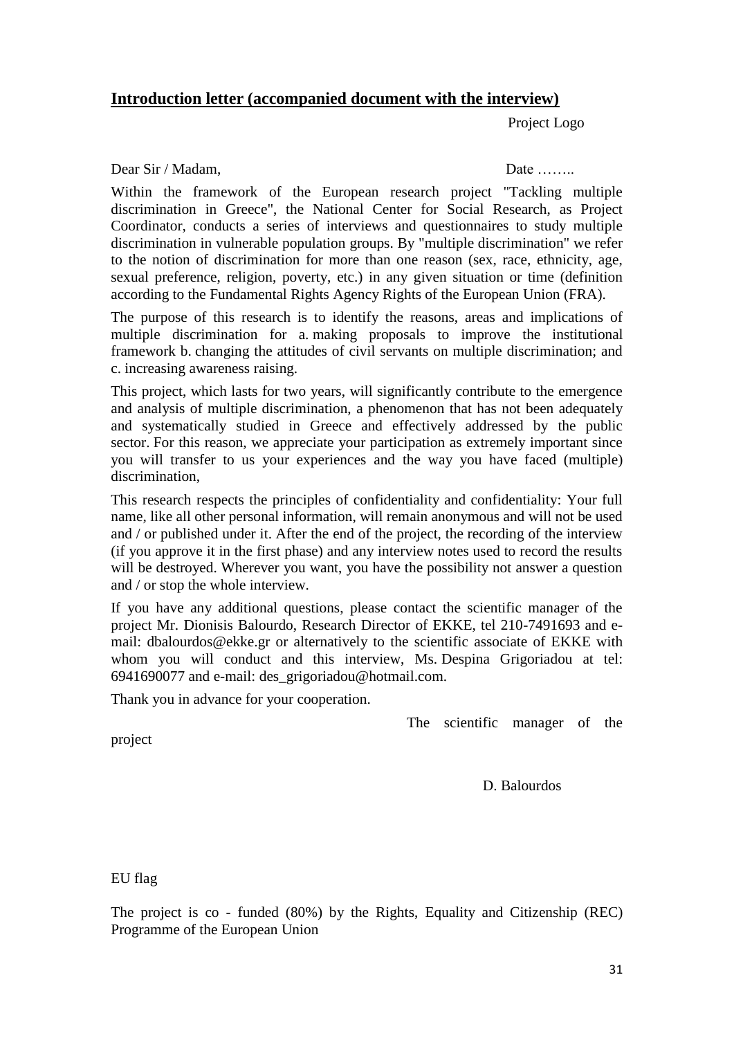## **Introduction letter (accompanied document with the interview)**

Project Logo

Dear Sir / Madam, Date ……..

Within the framework of the European research project "Tackling multiple discrimination in Greece", the National Center for Social Research, as Project Coordinator, conducts a series of interviews and questionnaires to study multiple discrimination in vulnerable population groups. By "multiple discrimination" we refer to the notion of discrimination for more than one reason (sex, race, ethnicity, age, sexual preference, religion, poverty, etc.) in any given situation or time (definition according to the Fundamental Rights Agency Rights of the European Union (FRA).

The purpose of this research is to identify the reasons, areas and implications of multiple discrimination for a. making proposals to improve the institutional framework b. changing the attitudes of civil servants on multiple discrimination; and c. increasing awareness raising.

This project, which lasts for two years, will significantly contribute to the emergence and analysis of multiple discrimination, a phenomenon that has not been adequately and systematically studied in Greece and effectively addressed by the public sector. For this reason, we appreciate your participation as extremely important since you will transfer to us your experiences and the way you have faced (multiple) discrimination,

This research respects the principles of confidentiality and confidentiality: Your full name, like all other personal information, will remain anonymous and will not be used and / or published under it. After the end of the project, the recording of the interview (if you approve it in the first phase) and any interview notes used to record the results will be destroyed. Wherever you want, you have the possibility not answer a question and / or stop the whole interview.

If you have any additional questions, please contact the scientific manager of the project Mr. Dionisis Balourdo, Research Director of EKKE, tel 210-7491693 and e-mail: dbalourdos@ekke.gr or alternatively to the scientific associate of EKKE with whom you will conduct and this interview, Ms. Despina Grigoriadou at tel: 6941690077 and e-mail: des_grigoriadou@hotmail.com.

Thank you in advance for your cooperation.

The scientific manager of the project

D. Balourdos

EU flag

The project is co - funded (80%) by the Rights, Equality and Citizenship (REC) Programme of the European Union